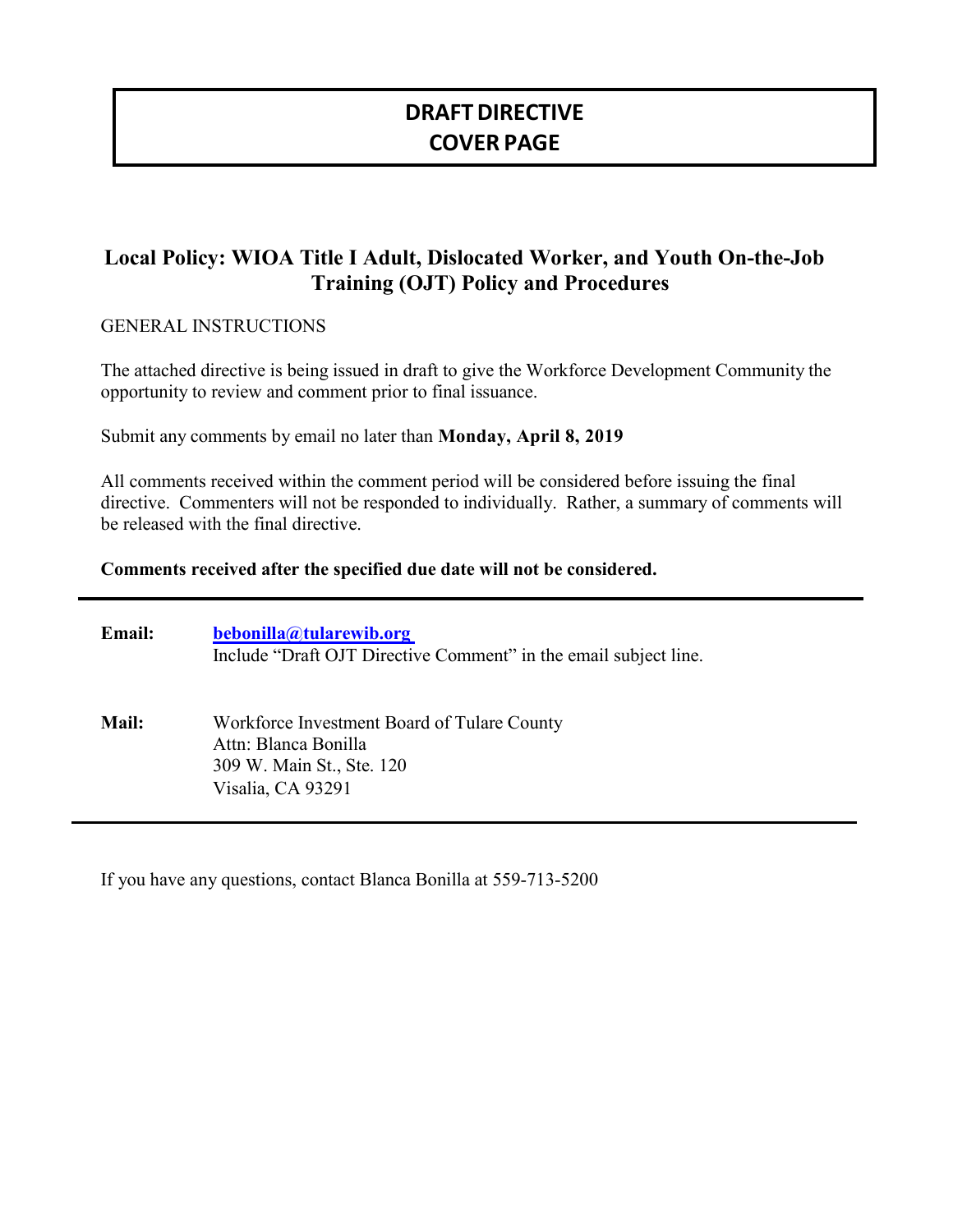# DRAFT DIRECTIVE
# COVER PAGE

## Local Policy: WIOA Title I Adult, Dislocated Worker, and Youth On-the-Job Training (OJT) Policy and Procedures

GENERAL INSTRUCTIONS

The attached directive is being issued in draft to give the Workforce Development Community the opportunity to review and comment prior to final issuance.

Submit any comments by email no later than **Monday, April 8, 2019**

All comments received within the comment period will be considered before issuing the final directive. Commenters will not be responded to individually. Rather, a summary of comments will be released with the final directive.

**Comments received after the specified due date will not be considered.**

---

**Email:** **bebonilla@tularewib.org**
Include "Draft OJT Directive Comment" in the email subject line.

**Mail:** Workforce Investment Board of Tulare County
Attn: Blanca Bonilla
309 W. Main St., Ste. 120
Visalia, CA 93291

---

If you have any questions, contact Blanca Bonilla at 559-713-5200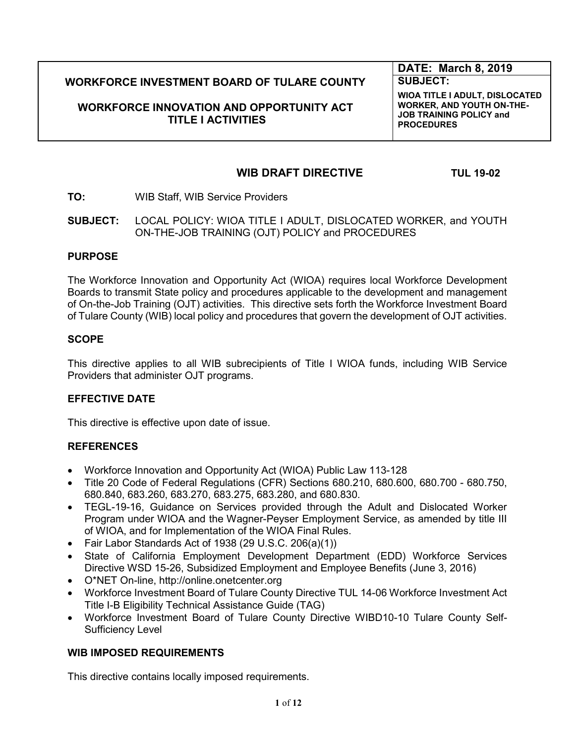| WORKFORCE INVESTMENT BOARD OF TULARE COUNTY<br><br>WORKFORCE INNOVATION AND OPPORTUNITY ACT TITLE I ACTIVITIES | **DATE: March 8, 2019**<br>**SUBJECT:**<br>**WIOA TITLE I ADULT, DISLOCATED WORKER, AND YOUTH ON-THE-JOB TRAINING POLICY and PROCEDURES** |
|---|---|

## WIB DRAFT DIRECTIVE TUL 19-02

**TO:** WIB Staff, WIB Service Providers

**SUBJECT:** LOCAL POLICY: WIOA TITLE I ADULT, DISLOCATED WORKER, and YOUTH ON-THE-JOB TRAINING (OJT) POLICY and PROCEDURES

### PURPOSE

The Workforce Innovation and Opportunity Act (WIOA) requires local Workforce Development Boards to transmit State policy and procedures applicable to the development and management of On-the-Job Training (OJT) activities. This directive sets forth the Workforce Investment Board of Tulare County (WIB) local policy and procedures that govern the development of OJT activities.

### SCOPE

This directive applies to all WIB subrecipients of Title I WIOA funds, including WIB Service Providers that administer OJT programs.

### EFFECTIVE DATE

This directive is effective upon date of issue.

### REFERENCES

- Workforce Innovation and Opportunity Act (WIOA) Public Law 113-128
- Title 20 Code of Federal Regulations (CFR) Sections 680.210, 680.600, 680.700 - 680.750, 680.840, 683.260, 683.270, 683.275, 683.280, and 680.830.
- TEGL-19-16, Guidance on Services provided through the Adult and Dislocated Worker Program under WIOA and the Wagner-Peyser Employment Service, as amended by title III of WIOA, and for Implementation of the WIOA Final Rules.
- Fair Labor Standards Act of 1938 (29 U.S.C. 206(a)(1))
- State of California Employment Development Department (EDD) Workforce Services Directive WSD 15-26, Subsidized Employment and Employee Benefits (June 3, 2016)
- O*NET On-line, http://online.onetcenter.org
- Workforce Investment Board of Tulare County Directive TUL 14-06 Workforce Investment Act Title I-B Eligibility Technical Assistance Guide (TAG)
- Workforce Investment Board of Tulare County Directive WIBD10-10 Tulare County Self-Sufficiency Level

### WIB IMPOSED REQUIREMENTS

This directive contains locally imposed requirements.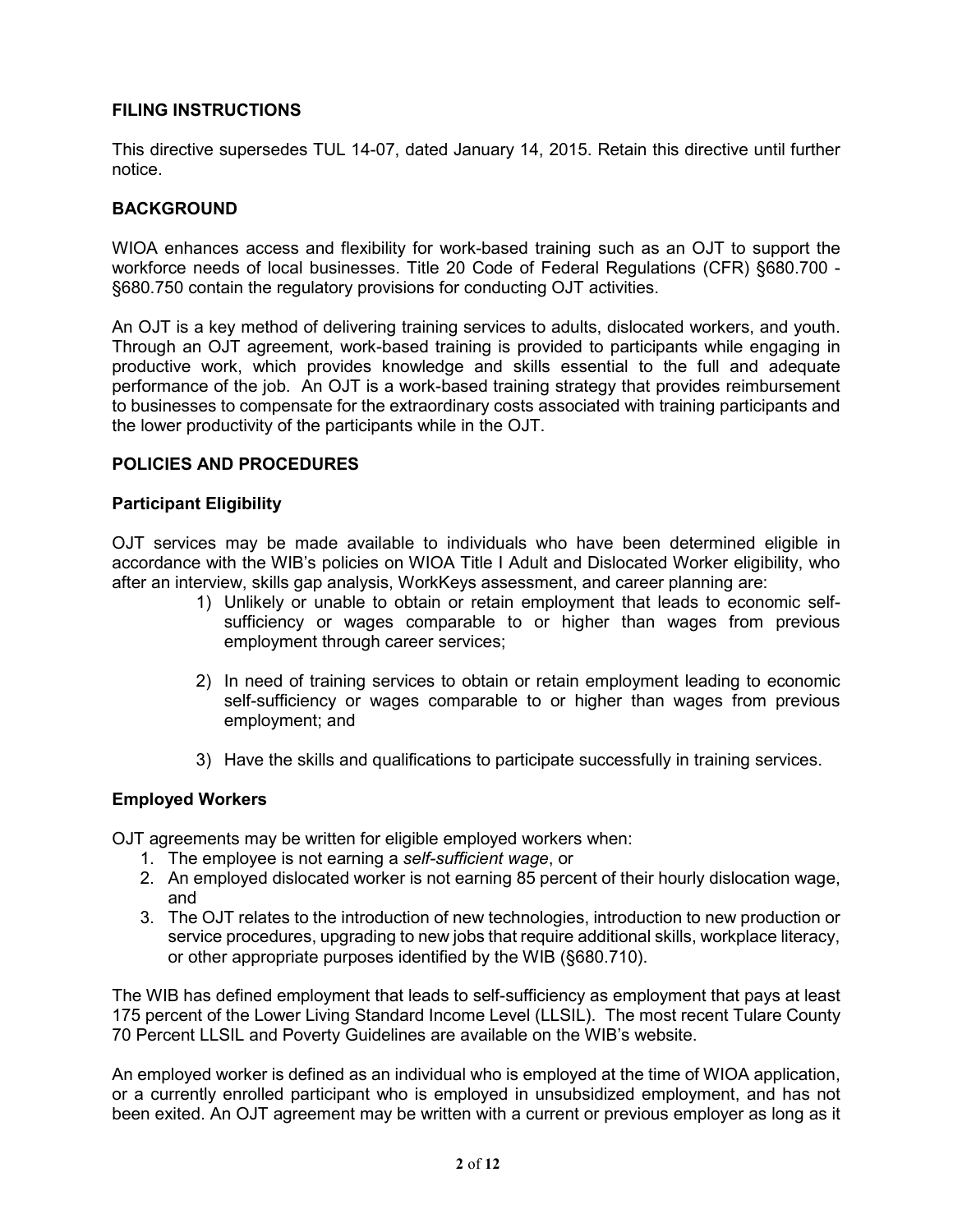## FILING INSTRUCTIONS

This directive supersedes TUL 14-07, dated January 14, 2015. Retain this directive until further notice.

## BACKGROUND

WIOA enhances access and flexibility for work-based training such as an OJT to support the workforce needs of local businesses. Title 20 Code of Federal Regulations (CFR) §680.700 - §680.750 contain the regulatory provisions for conducting OJT activities.

An OJT is a key method of delivering training services to adults, dislocated workers, and youth. Through an OJT agreement, work-based training is provided to participants while engaging in productive work, which provides knowledge and skills essential to the full and adequate performance of the job. An OJT is a work-based training strategy that provides reimbursement to businesses to compensate for the extraordinary costs associated with training participants and the lower productivity of the participants while in the OJT.

## POLICIES AND PROCEDURES

### Participant Eligibility

OJT services may be made available to individuals who have been determined eligible in accordance with the WIB's policies on WIOA Title I Adult and Dislocated Worker eligibility, who after an interview, skills gap analysis, WorkKeys assessment, and career planning are:

1) Unlikely or unable to obtain or retain employment that leads to economic self-sufficiency or wages comparable to or higher than wages from previous employment through career services;

2) In need of training services to obtain or retain employment leading to economic self-sufficiency or wages comparable to or higher than wages from previous employment; and

3) Have the skills and qualifications to participate successfully in training services.

### Employed Workers

OJT agreements may be written for eligible employed workers when:

1. The employee is not earning a *self-sufficient wage*, or
2. An employed dislocated worker is not earning 85 percent of their hourly dislocation wage, and
3. The OJT relates to the introduction of new technologies, introduction to new production or service procedures, upgrading to new jobs that require additional skills, workplace literacy, or other appropriate purposes identified by the WIB (§680.710).

The WIB has defined employment that leads to self-sufficiency as employment that pays at least 175 percent of the Lower Living Standard Income Level (LLSIL). The most recent Tulare County 70 Percent LLSIL and Poverty Guidelines are available on the WIB's website.

An employed worker is defined as an individual who is employed at the time of WIOA application, or a currently enrolled participant who is employed in unsubsidized employment, and has not been exited. An OJT agreement may be written with a current or previous employer as long as it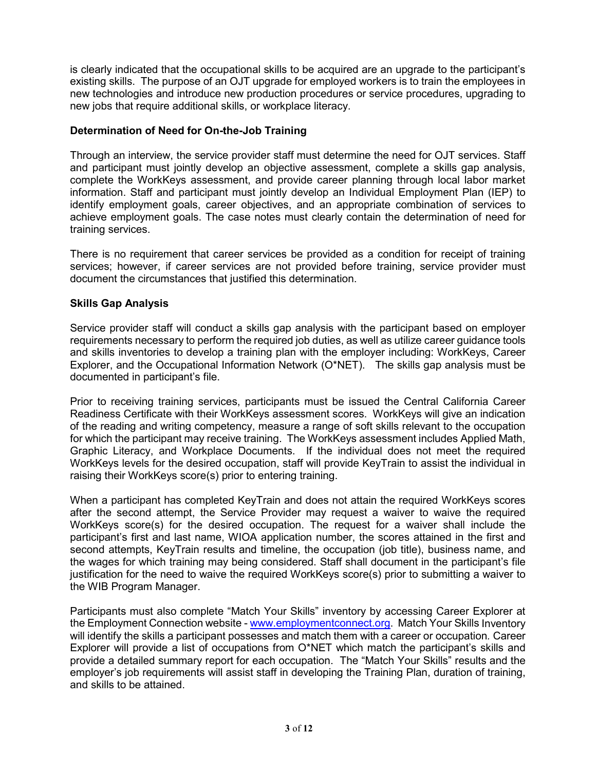is clearly indicated that the occupational skills to be acquired are an upgrade to the participant's existing skills. The purpose of an OJT upgrade for employed workers is to train the employees in new technologies and introduce new production procedures or service procedures, upgrading to new jobs that require additional skills, or workplace literacy.

### Determination of Need for On-the-Job Training

Through an interview, the service provider staff must determine the need for OJT services. Staff and participant must jointly develop an objective assessment, complete a skills gap analysis, complete the WorkKeys assessment, and provide career planning through local labor market information. Staff and participant must jointly develop an Individual Employment Plan (IEP) to identify employment goals, career objectives, and an appropriate combination of services to achieve employment goals. The case notes must clearly contain the determination of need for training services.

There is no requirement that career services be provided as a condition for receipt of training services; however, if career services are not provided before training, service provider must document the circumstances that justified this determination.

### Skills Gap Analysis

Service provider staff will conduct a skills gap analysis with the participant based on employer requirements necessary to perform the required job duties, as well as utilize career guidance tools and skills inventories to develop a training plan with the employer including: WorkKeys, Career Explorer, and the Occupational Information Network (O*NET). The skills gap analysis must be documented in participant's file.

Prior to receiving training services, participants must be issued the Central California Career Readiness Certificate with their WorkKeys assessment scores. WorkKeys will give an indication of the reading and writing competency, measure a range of soft skills relevant to the occupation for which the participant may receive training. The WorkKeys assessment includes Applied Math, Graphic Literacy, and Workplace Documents. If the individual does not meet the required WorkKeys levels for the desired occupation, staff will provide KeyTrain to assist the individual in raising their WorkKeys score(s) prior to entering training.

When a participant has completed KeyTrain and does not attain the required WorkKeys scores after the second attempt, the Service Provider may request a waiver to waive the required WorkKeys score(s) for the desired occupation. The request for a waiver shall include the participant's first and last name, WIOA application number, the scores attained in the first and second attempts, KeyTrain results and timeline, the occupation (job title), business name, and the wages for which training may being considered. Staff shall document in the participant's file justification for the need to waive the required WorkKeys score(s) prior to submitting a waiver to the WIB Program Manager.

Participants must also complete "Match Your Skills" inventory by accessing Career Explorer at the Employment Connection website - [www.employmentconnect.org](http://www.employmentconnect.org). Match Your Skills Inventory will identify the skills a participant possesses and match them with a career or occupation. Career Explorer will provide a list of occupations from O*NET which match the participant's skills and provide a detailed summary report for each occupation. The "Match Your Skills" results and the employer's job requirements will assist staff in developing the Training Plan, duration of training, and skills to be attained.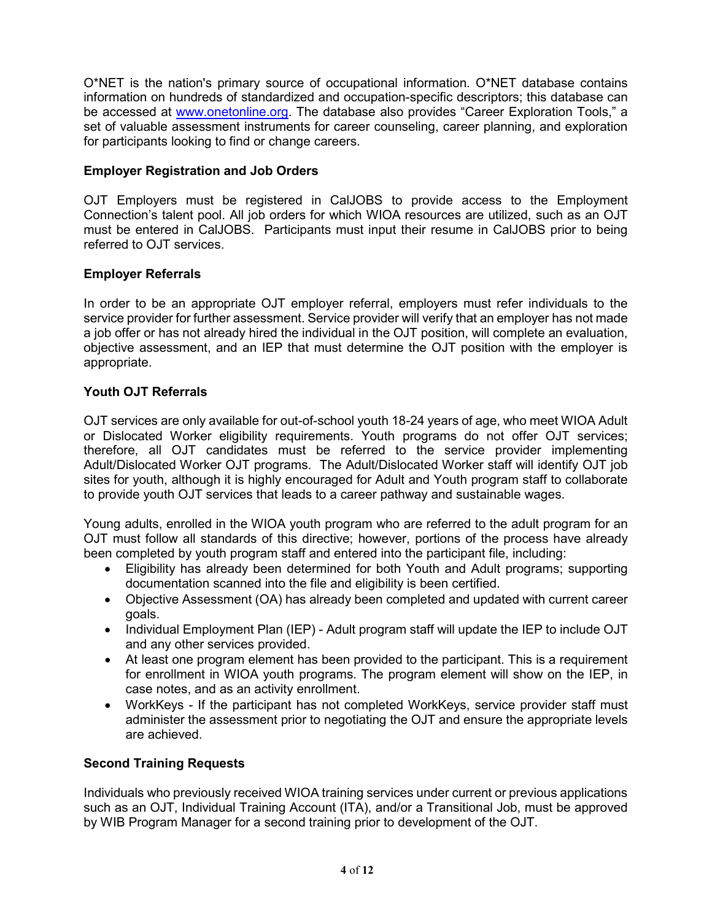O*NET is the nation's primary source of occupational information. O*NET database contains information on hundreds of standardized and occupation-specific descriptors; this database can be accessed at [www.onetonline.org](http://www.onetonline.org). The database also provides “Career Exploration Tools,” a set of valuable assessment instruments for career counseling, career planning, and exploration for participants looking to find or change careers.

**Employer Registration and Job Orders**

OJT Employers must be registered in CalJOBS to provide access to the Employment Connection’s talent pool. All job orders for which WIOA resources are utilized, such as an OJT must be entered in CalJOBS. Participants must input their resume in CalJOBS prior to being referred to OJT services.

**Employer Referrals**

In order to be an appropriate OJT employer referral, employers must refer individuals to the service provider for further assessment. Service provider will verify that an employer has not made a job offer or has not already hired the individual in the OJT position, will complete an evaluation, objective assessment, and an IEP that must determine the OJT position with the employer is appropriate.

**Youth OJT Referrals**

OJT services are only available for out-of-school youth 18-24 years of age, who meet WIOA Adult or Dislocated Worker eligibility requirements. Youth programs do not offer OJT services; therefore, all OJT candidates must be referred to the service provider implementing Adult/Dislocated Worker OJT programs. The Adult/Dislocated Worker staff will identify OJT job sites for youth, although it is highly encouraged for Adult and Youth program staff to collaborate to provide youth OJT services that leads to a career pathway and sustainable wages.

Young adults, enrolled in the WIOA youth program who are referred to the adult program for an OJT must follow all standards of this directive; however, portions of the process have already been completed by youth program staff and entered into the participant file, including:

- Eligibility has already been determined for both Youth and Adult programs; supporting documentation scanned into the file and eligibility is been certified.
- Objective Assessment (OA) has already been completed and updated with current career goals.
- Individual Employment Plan (IEP) - Adult program staff will update the IEP to include OJT and any other services provided.
- At least one program element has been provided to the participant. This is a requirement for enrollment in WIOA youth programs. The program element will show on the IEP, in case notes, and as an activity enrollment.
- WorkKeys - If the participant has not completed WorkKeys, service provider staff must administer the assessment prior to negotiating the OJT and ensure the appropriate levels are achieved.

**Second Training Requests**

Individuals who previously received WIOA training services under current or previous applications such as an OJT, Individual Training Account (ITA), and/or a Transitional Job, must be approved by WIB Program Manager for a second training prior to development of the OJT.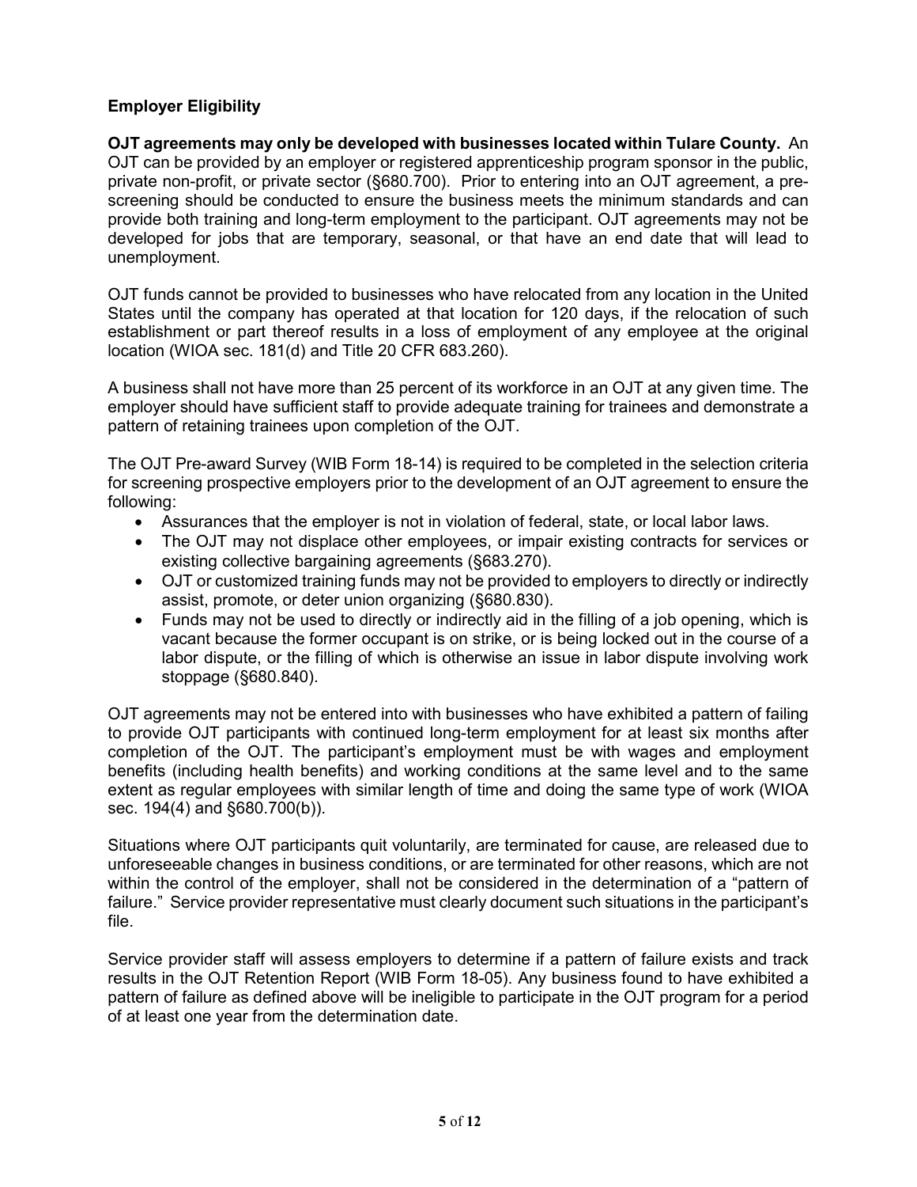## Employer Eligibility

**OJT agreements may only be developed with businesses located within Tulare County.** An OJT can be provided by an employer or registered apprenticeship program sponsor in the public, private non-profit, or private sector (§680.700). Prior to entering into an OJT agreement, a pre-screening should be conducted to ensure the business meets the minimum standards and can provide both training and long-term employment to the participant. OJT agreements may not be developed for jobs that are temporary, seasonal, or that have an end date that will lead to unemployment.

OJT funds cannot be provided to businesses who have relocated from any location in the United States until the company has operated at that location for 120 days, if the relocation of such establishment or part thereof results in a loss of employment of any employee at the original location (WIOA sec. 181(d) and Title 20 CFR 683.260).

A business shall not have more than 25 percent of its workforce in an OJT at any given time. The employer should have sufficient staff to provide adequate training for trainees and demonstrate a pattern of retaining trainees upon completion of the OJT.

The OJT Pre-award Survey (WIB Form 18-14) is required to be completed in the selection criteria for screening prospective employers prior to the development of an OJT agreement to ensure the following:

- Assurances that the employer is not in violation of federal, state, or local labor laws.
- The OJT may not displace other employees, or impair existing contracts for services or existing collective bargaining agreements (§683.270).
- OJT or customized training funds may not be provided to employers to directly or indirectly assist, promote, or deter union organizing (§680.830).
- Funds may not be used to directly or indirectly aid in the filling of a job opening, which is vacant because the former occupant is on strike, or is being locked out in the course of a labor dispute, or the filling of which is otherwise an issue in labor dispute involving work stoppage (§680.840).

OJT agreements may not be entered into with businesses who have exhibited a pattern of failing to provide OJT participants with continued long-term employment for at least six months after completion of the OJT. The participant's employment must be with wages and employment benefits (including health benefits) and working conditions at the same level and to the same extent as regular employees with similar length of time and doing the same type of work (WIOA sec. 194(4) and §680.700(b)).

Situations where OJT participants quit voluntarily, are terminated for cause, are released due to unforeseeable changes in business conditions, or are terminated for other reasons, which are not within the control of the employer, shall not be considered in the determination of a "pattern of failure." Service provider representative must clearly document such situations in the participant's file.

Service provider staff will assess employers to determine if a pattern of failure exists and track results in the OJT Retention Report (WIB Form 18-05). Any business found to have exhibited a pattern of failure as defined above will be ineligible to participate in the OJT program for a period of at least one year from the determination date.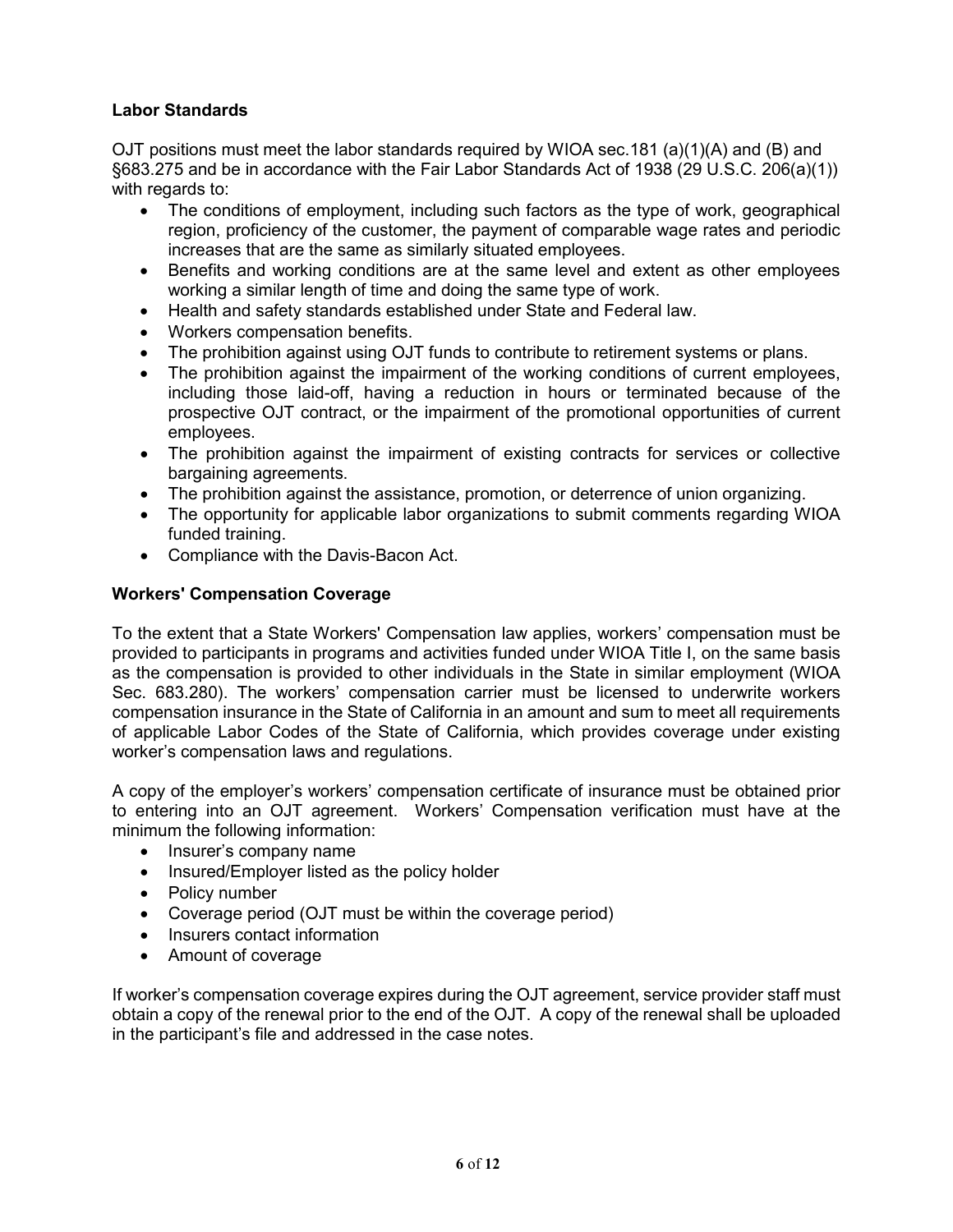**Labor Standards**

OJT positions must meet the labor standards required by WIOA sec.181 (a)(1)(A) and (B) and §683.275 and be in accordance with the Fair Labor Standards Act of 1938 (29 U.S.C. 206(a)(1)) with regards to:

- The conditions of employment, including such factors as the type of work, geographical region, proficiency of the customer, the payment of comparable wage rates and periodic increases that are the same as similarly situated employees.
- Benefits and working conditions are at the same level and extent as other employees working a similar length of time and doing the same type of work.
- Health and safety standards established under State and Federal law.
- Workers compensation benefits.
- The prohibition against using OJT funds to contribute to retirement systems or plans.
- The prohibition against the impairment of the working conditions of current employees, including those laid-off, having a reduction in hours or terminated because of the prospective OJT contract, or the impairment of the promotional opportunities of current employees.
- The prohibition against the impairment of existing contracts for services or collective bargaining agreements.
- The prohibition against the assistance, promotion, or deterrence of union organizing.
- The opportunity for applicable labor organizations to submit comments regarding WIOA funded training.
- Compliance with the Davis-Bacon Act.

**Workers' Compensation Coverage**

To the extent that a State Workers' Compensation law applies, workers' compensation must be provided to participants in programs and activities funded under WIOA Title I, on the same basis as the compensation is provided to other individuals in the State in similar employment (WIOA Sec. 683.280). The workers' compensation carrier must be licensed to underwrite workers compensation insurance in the State of California in an amount and sum to meet all requirements of applicable Labor Codes of the State of California, which provides coverage under existing worker's compensation laws and regulations.

A copy of the employer's workers' compensation certificate of insurance must be obtained prior to entering into an OJT agreement. Workers' Compensation verification must have at the minimum the following information:

- Insurer's company name
- Insured/Employer listed as the policy holder
- Policy number
- Coverage period (OJT must be within the coverage period)
- Insurers contact information
- Amount of coverage

If worker's compensation coverage expires during the OJT agreement, service provider staff must obtain a copy of the renewal prior to the end of the OJT. A copy of the renewal shall be uploaded in the participant's file and addressed in the case notes.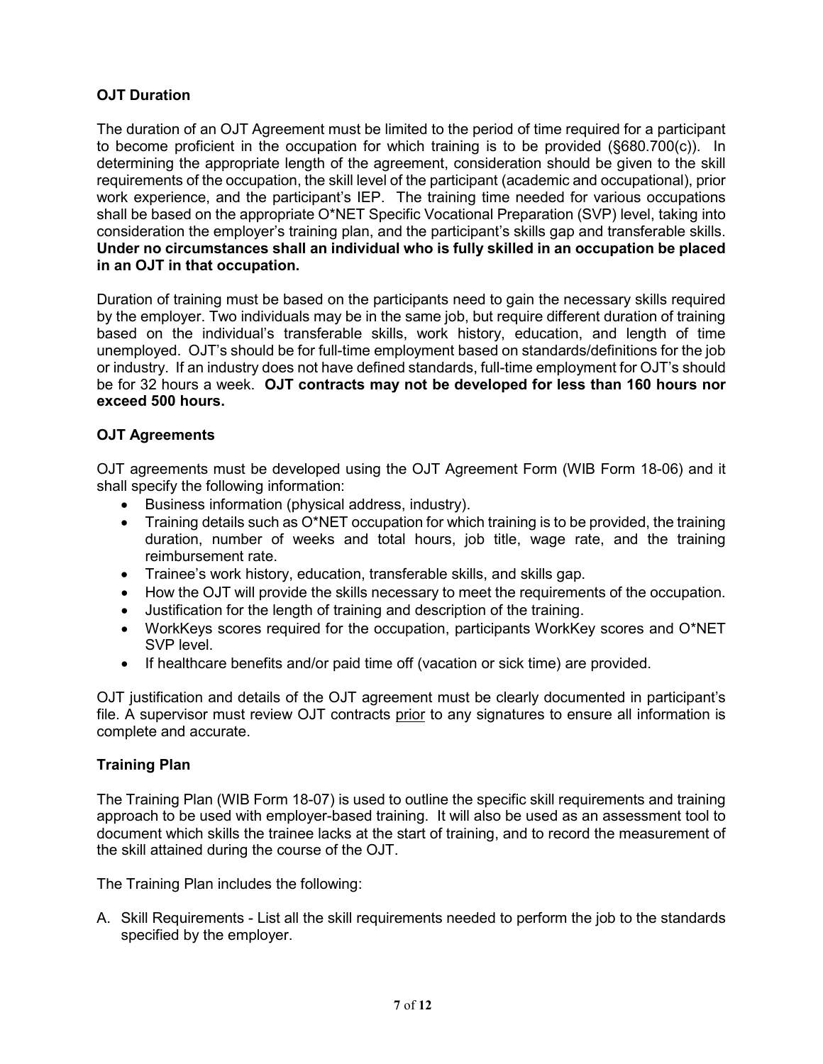### OJT Duration

The duration of an OJT Agreement must be limited to the period of time required for a participant to become proficient in the occupation for which training is to be provided (§680.700(c)). In determining the appropriate length of the agreement, consideration should be given to the skill requirements of the occupation, the skill level of the participant (academic and occupational), prior work experience, and the participant's IEP. The training time needed for various occupations shall be based on the appropriate O*NET Specific Vocational Preparation (SVP) level, taking into consideration the employer's training plan, and the participant's skills gap and transferable skills. **Under no circumstances shall an individual who is fully skilled in an occupation be placed in an OJT in that occupation.**

Duration of training must be based on the participants need to gain the necessary skills required by the employer. Two individuals may be in the same job, but require different duration of training based on the individual's transferable skills, work history, education, and length of time unemployed. OJT's should be for full-time employment based on standards/definitions for the job or industry. If an industry does not have defined standards, full-time employment for OJT's should be for 32 hours a week. **OJT contracts may not be developed for less than 160 hours nor exceed 500 hours.**

### OJT Agreements

OJT agreements must be developed using the OJT Agreement Form (WIB Form 18-06) and it shall specify the following information:

- Business information (physical address, industry).
- Training details such as O*NET occupation for which training is to be provided, the training duration, number of weeks and total hours, job title, wage rate, and the training reimbursement rate.
- Trainee's work history, education, transferable skills, and skills gap.
- How the OJT will provide the skills necessary to meet the requirements of the occupation.
- Justification for the length of training and description of the training.
- WorkKeys scores required for the occupation, participants WorkKey scores and O*NET SVP level.
- If healthcare benefits and/or paid time off (vacation or sick time) are provided.

OJT justification and details of the OJT agreement must be clearly documented in participant's file. A supervisor must review OJT contracts prior to any signatures to ensure all information is complete and accurate.

### Training Plan

The Training Plan (WIB Form 18-07) is used to outline the specific skill requirements and training approach to be used with employer-based training. It will also be used as an assessment tool to document which skills the trainee lacks at the start of training, and to record the measurement of the skill attained during the course of the OJT.

The Training Plan includes the following:

A. Skill Requirements - List all the skill requirements needed to perform the job to the standards specified by the employer.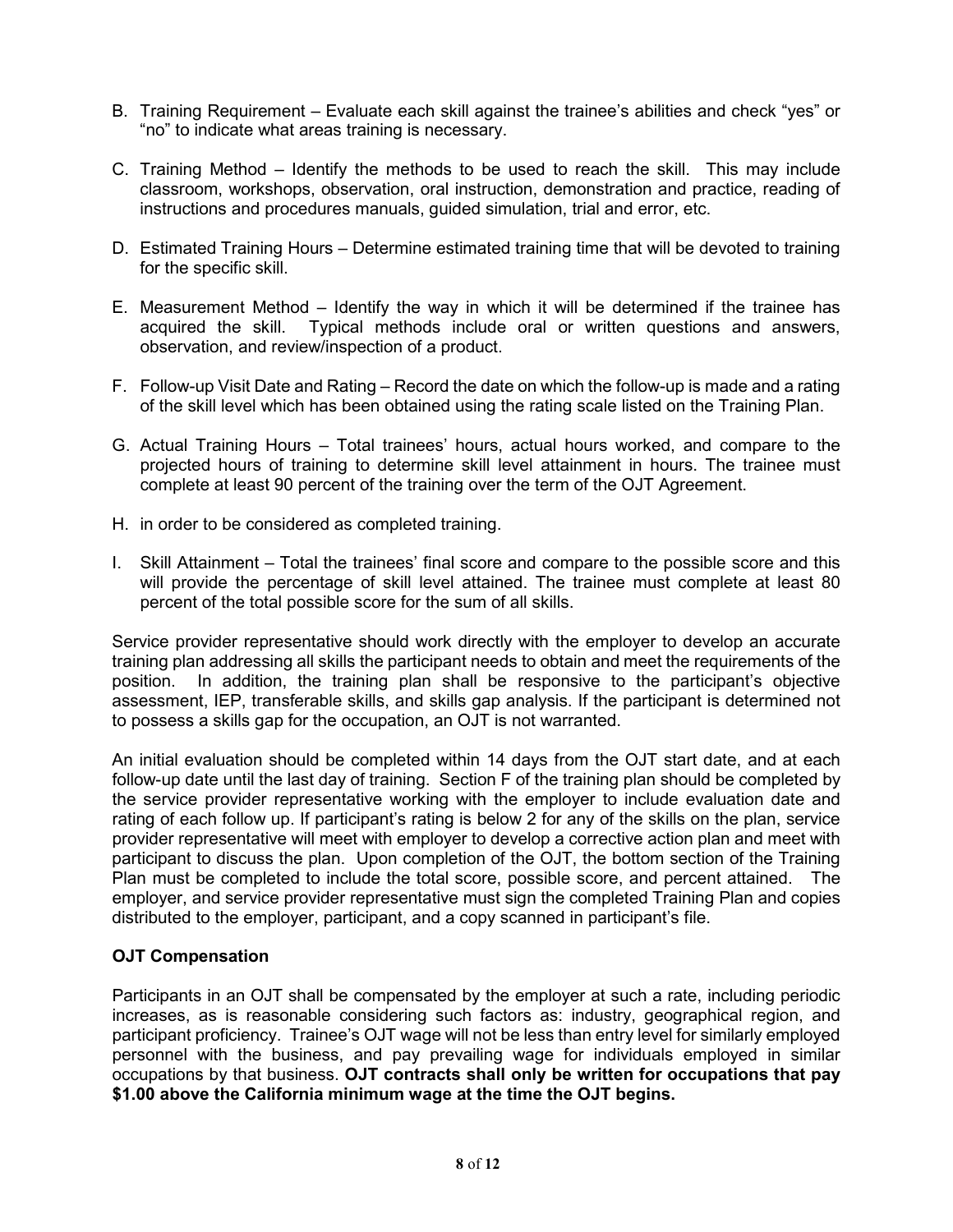B. Training Requirement – Evaluate each skill against the trainee's abilities and check "yes" or "no" to indicate what areas training is necessary.

C. Training Method – Identify the methods to be used to reach the skill. This may include classroom, workshops, observation, oral instruction, demonstration and practice, reading of instructions and procedures manuals, guided simulation, trial and error, etc.

D. Estimated Training Hours – Determine estimated training time that will be devoted to training for the specific skill.

E. Measurement Method – Identify the way in which it will be determined if the trainee has acquired the skill. Typical methods include oral or written questions and answers, observation, and review/inspection of a product.

F. Follow-up Visit Date and Rating – Record the date on which the follow-up is made and a rating of the skill level which has been obtained using the rating scale listed on the Training Plan.

G. Actual Training Hours – Total trainees' hours, actual hours worked, and compare to the projected hours of training to determine skill level attainment in hours. The trainee must complete at least 90 percent of the training over the term of the OJT Agreement.

H. in order to be considered as completed training.

I. Skill Attainment – Total the trainees' final score and compare to the possible score and this will provide the percentage of skill level attained. The trainee must complete at least 80 percent of the total possible score for the sum of all skills.

Service provider representative should work directly with the employer to develop an accurate training plan addressing all skills the participant needs to obtain and meet the requirements of the position. In addition, the training plan shall be responsive to the participant's objective assessment, IEP, transferable skills, and skills gap analysis. If the participant is determined not to possess a skills gap for the occupation, an OJT is not warranted.

An initial evaluation should be completed within 14 days from the OJT start date, and at each follow-up date until the last day of training. Section F of the training plan should be completed by the service provider representative working with the employer to include evaluation date and rating of each follow up. If participant's rating is below 2 for any of the skills on the plan, service provider representative will meet with employer to develop a corrective action plan and meet with participant to discuss the plan. Upon completion of the OJT, the bottom section of the Training Plan must be completed to include the total score, possible score, and percent attained. The employer, and service provider representative must sign the completed Training Plan and copies distributed to the employer, participant, and a copy scanned in participant's file.

**OJT Compensation**

Participants in an OJT shall be compensated by the employer at such a rate, including periodic increases, as is reasonable considering such factors as: industry, geographical region, and participant proficiency. Trainee's OJT wage will not be less than entry level for similarly employed personnel with the business, and pay prevailing wage for individuals employed in similar occupations by that business. **OJT contracts shall only be written for occupations that pay $1.00 above the California minimum wage at the time the OJT begins.**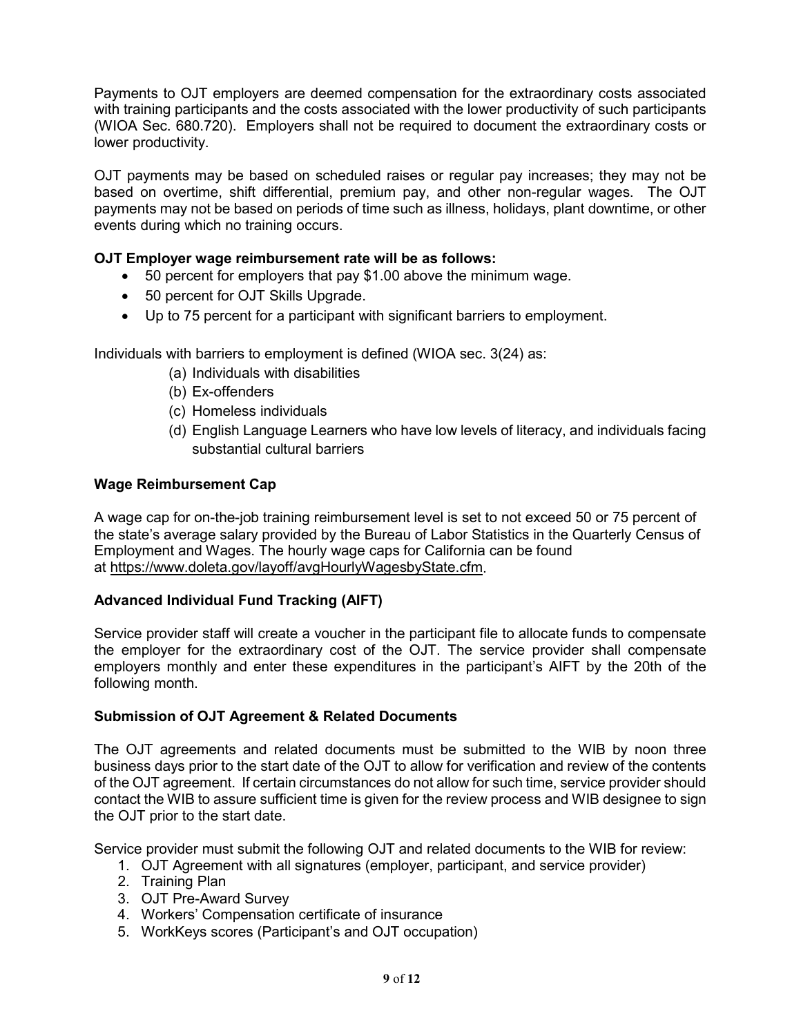Payments to OJT employers are deemed compensation for the extraordinary costs associated with training participants and the costs associated with the lower productivity of such participants (WIOA Sec. 680.720). Employers shall not be required to document the extraordinary costs or lower productivity.

OJT payments may be based on scheduled raises or regular pay increases; they may not be based on overtime, shift differential, premium pay, and other non-regular wages. The OJT payments may not be based on periods of time such as illness, holidays, plant downtime, or other events during which no training occurs.

**OJT Employer wage reimbursement rate will be as follows:**

- 50 percent for employers that pay $1.00 above the minimum wage.
- 50 percent for OJT Skills Upgrade.
- Up to 75 percent for a participant with significant barriers to employment.

Individuals with barriers to employment is defined (WIOA sec. 3(24) as:

(a) Individuals with disabilities
(b) Ex-offenders
(c) Homeless individuals
(d) English Language Learners who have low levels of literacy, and individuals facing substantial cultural barriers

**Wage Reimbursement Cap**

A wage cap for on-the-job training reimbursement level is set to not exceed 50 or 75 percent of the state's average salary provided by the Bureau of Labor Statistics in the Quarterly Census of Employment and Wages. The hourly wage caps for California can be found at https://www.doleta.gov/layoff/avgHourlyWagesbyState.cfm.

**Advanced Individual Fund Tracking (AIFT)**

Service provider staff will create a voucher in the participant file to allocate funds to compensate the employer for the extraordinary cost of the OJT. The service provider shall compensate employers monthly and enter these expenditures in the participant's AIFT by the 20th of the following month.

**Submission of OJT Agreement & Related Documents**

The OJT agreements and related documents must be submitted to the WIB by noon three business days prior to the start date of the OJT to allow for verification and review of the contents of the OJT agreement. If certain circumstances do not allow for such time, service provider should contact the WIB to assure sufficient time is given for the review process and WIB designee to sign the OJT prior to the start date.

Service provider must submit the following OJT and related documents to the WIB for review:

1. OJT Agreement with all signatures (employer, participant, and service provider)
2. Training Plan
3. OJT Pre-Award Survey
4. Workers' Compensation certificate of insurance
5. WorkKeys scores (Participant's and OJT occupation)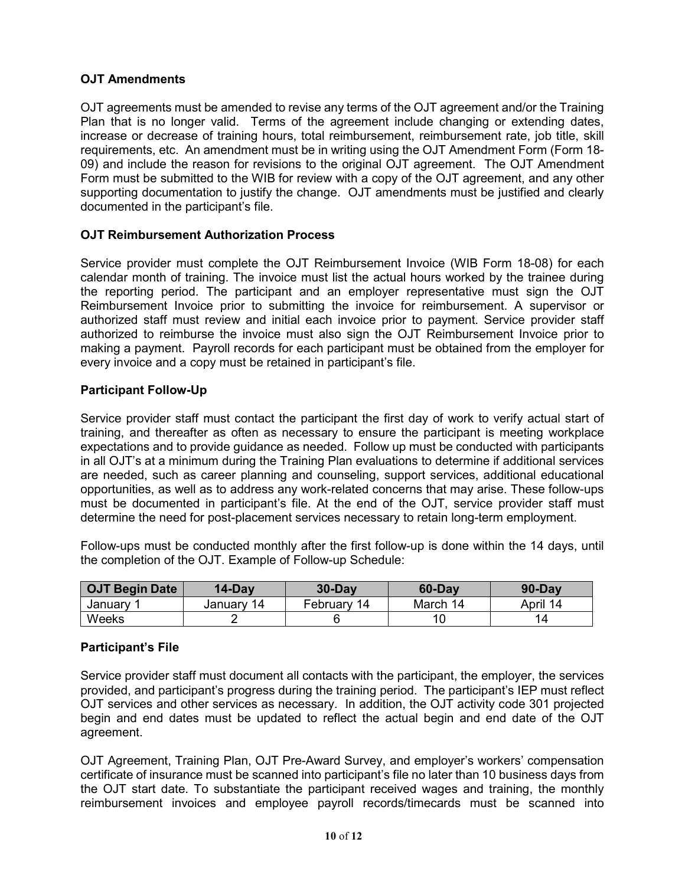### OJT Amendments

OJT agreements must be amended to revise any terms of the OJT agreement and/or the Training Plan that is no longer valid. Terms of the agreement include changing or extending dates, increase or decrease of training hours, total reimbursement, reimbursement rate, job title, skill requirements, etc. An amendment must be in writing using the OJT Amendment Form (Form 18-09) and include the reason for revisions to the original OJT agreement. The OJT Amendment Form must be submitted to the WIB for review with a copy of the OJT agreement, and any other supporting documentation to justify the change. OJT amendments must be justified and clearly documented in the participant's file.

### OJT Reimbursement Authorization Process

Service provider must complete the OJT Reimbursement Invoice (WIB Form 18-08) for each calendar month of training. The invoice must list the actual hours worked by the trainee during the reporting period. The participant and an employer representative must sign the OJT Reimbursement Invoice prior to submitting the invoice for reimbursement. A supervisor or authorized staff must review and initial each invoice prior to payment. Service provider staff authorized to reimburse the invoice must also sign the OJT Reimbursement Invoice prior to making a payment. Payroll records for each participant must be obtained from the employer for every invoice and a copy must be retained in participant's file.

### Participant Follow-Up

Service provider staff must contact the participant the first day of work to verify actual start of training, and thereafter as often as necessary to ensure the participant is meeting workplace expectations and to provide guidance as needed. Follow up must be conducted with participants in all OJT's at a minimum during the Training Plan evaluations to determine if additional services are needed, such as career planning and counseling, support services, additional educational opportunities, as well as to address any work-related concerns that may arise. These follow-ups must be documented in participant's file. At the end of the OJT, service provider staff must determine the need for post-placement services necessary to retain long-term employment.

Follow-ups must be conducted monthly after the first follow-up is done within the 14 days, until the completion of the OJT. Example of Follow-up Schedule:

| OJT Begin Date | 14-Day | 30-Day | 60-Day | 90-Day |
|---|---|---|---|---|
| January 1 | January 14 | February 14 | March 14 | April 14 |
| Weeks | 2 | 6 | 10 | 14 |

### Participant's File

Service provider staff must document all contacts with the participant, the employer, the services provided, and participant's progress during the training period. The participant's IEP must reflect OJT services and other services as necessary. In addition, the OJT activity code 301 projected begin and end dates must be updated to reflect the actual begin and end date of the OJT agreement.

OJT Agreement, Training Plan, OJT Pre-Award Survey, and employer's workers' compensation certificate of insurance must be scanned into participant's file no later than 10 business days from the OJT start date. To substantiate the participant received wages and training, the monthly reimbursement invoices and employee payroll records/timecards must be scanned into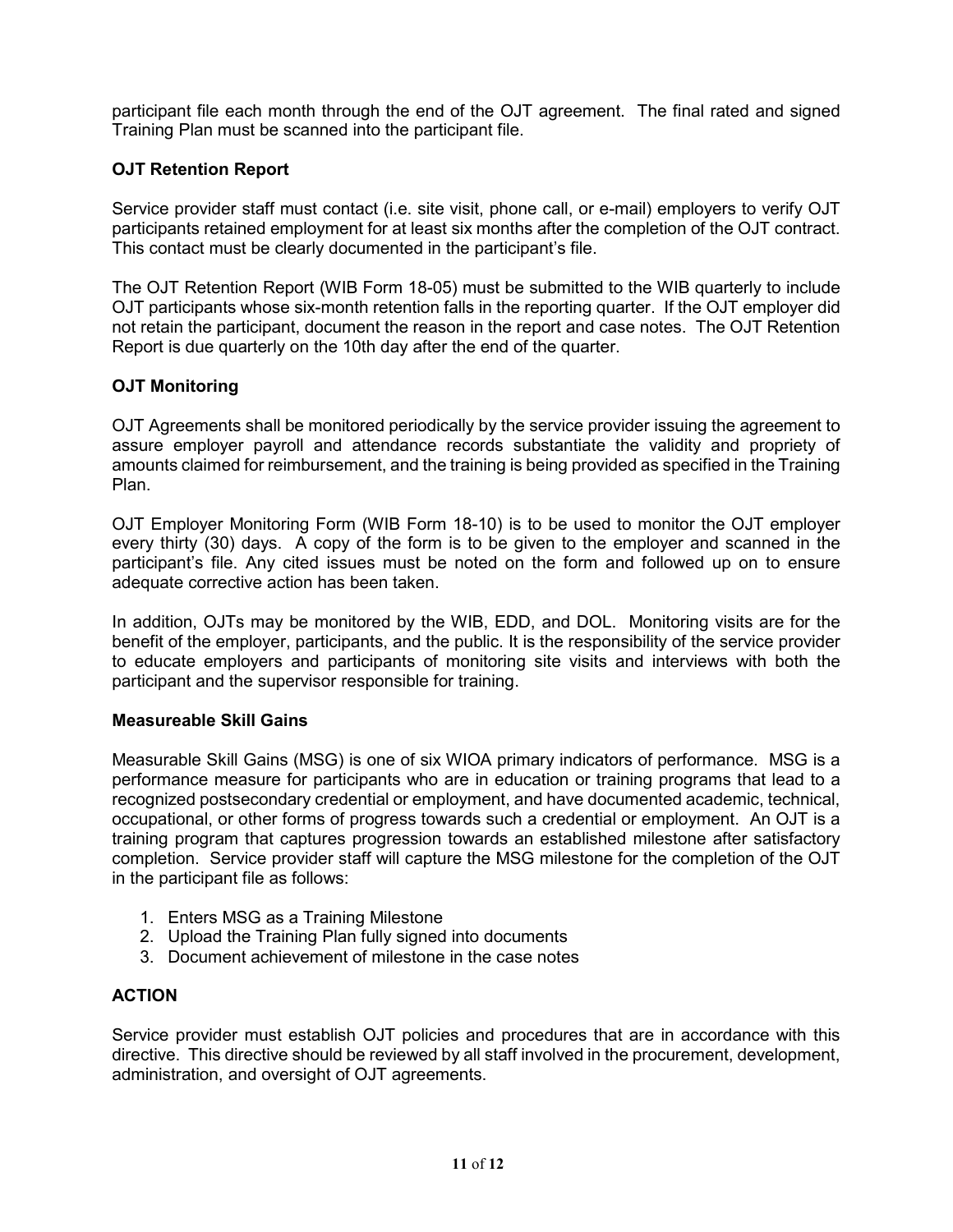participant file each month through the end of the OJT agreement. The final rated and signed Training Plan must be scanned into the participant file.

**OJT Retention Report**

Service provider staff must contact (i.e. site visit, phone call, or e-mail) employers to verify OJT participants retained employment for at least six months after the completion of the OJT contract. This contact must be clearly documented in the participant's file.

The OJT Retention Report (WIB Form 18-05) must be submitted to the WIB quarterly to include OJT participants whose six-month retention falls in the reporting quarter. If the OJT employer did not retain the participant, document the reason in the report and case notes. The OJT Retention Report is due quarterly on the 10th day after the end of the quarter.

**OJT Monitoring**

OJT Agreements shall be monitored periodically by the service provider issuing the agreement to assure employer payroll and attendance records substantiate the validity and propriety of amounts claimed for reimbursement, and the training is being provided as specified in the Training Plan.

OJT Employer Monitoring Form (WIB Form 18-10) is to be used to monitor the OJT employer every thirty (30) days. A copy of the form is to be given to the employer and scanned in the participant's file. Any cited issues must be noted on the form and followed up on to ensure adequate corrective action has been taken.

In addition, OJTs may be monitored by the WIB, EDD, and DOL. Monitoring visits are for the benefit of the employer, participants, and the public. It is the responsibility of the service provider to educate employers and participants of monitoring site visits and interviews with both the participant and the supervisor responsible for training.

**Measureable Skill Gains**

Measurable Skill Gains (MSG) is one of six WIOA primary indicators of performance. MSG is a performance measure for participants who are in education or training programs that lead to a recognized postsecondary credential or employment, and have documented academic, technical, occupational, or other forms of progress towards such a credential or employment. An OJT is a training program that captures progression towards an established milestone after satisfactory completion. Service provider staff will capture the MSG milestone for the completion of the OJT in the participant file as follows:

1. Enters MSG as a Training Milestone
2. Upload the Training Plan fully signed into documents
3. Document achievement of milestone in the case notes

**ACTION**

Service provider must establish OJT policies and procedures that are in accordance with this directive. This directive should be reviewed by all staff involved in the procurement, development, administration, and oversight of OJT agreements.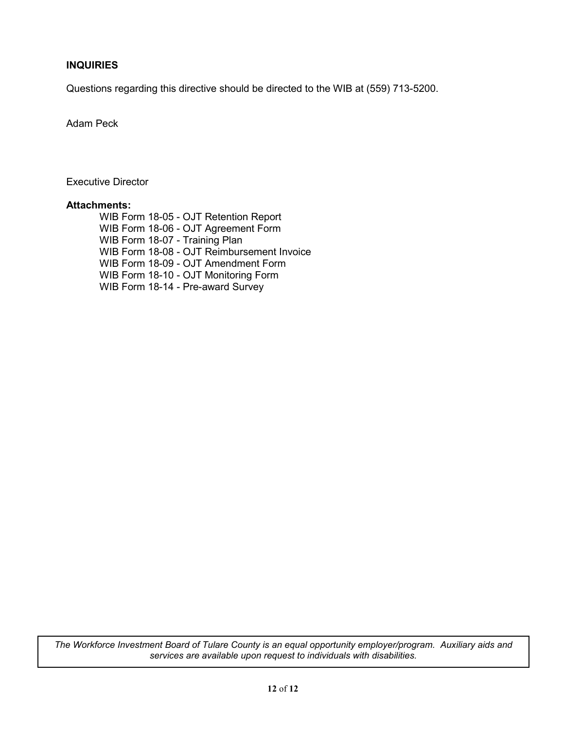**INQUIRIES**

Questions regarding this directive should be directed to the WIB at (559) 713-5200.

Adam Peck

Executive Director

**Attachments:**

- WIB Form 18-05 - OJT Retention Report
- WIB Form 18-06 - OJT Agreement Form
- WIB Form 18-07 - Training Plan
- WIB Form 18-08 - OJT Reimbursement Invoice
- WIB Form 18-09 - OJT Amendment Form
- WIB Form 18-10 - OJT Monitoring Form
- WIB Form 18-14 - Pre-award Survey

*The Workforce Investment Board of Tulare County is an equal opportunity employer/program. Auxiliary aids and services are available upon request to individuals with disabilities.*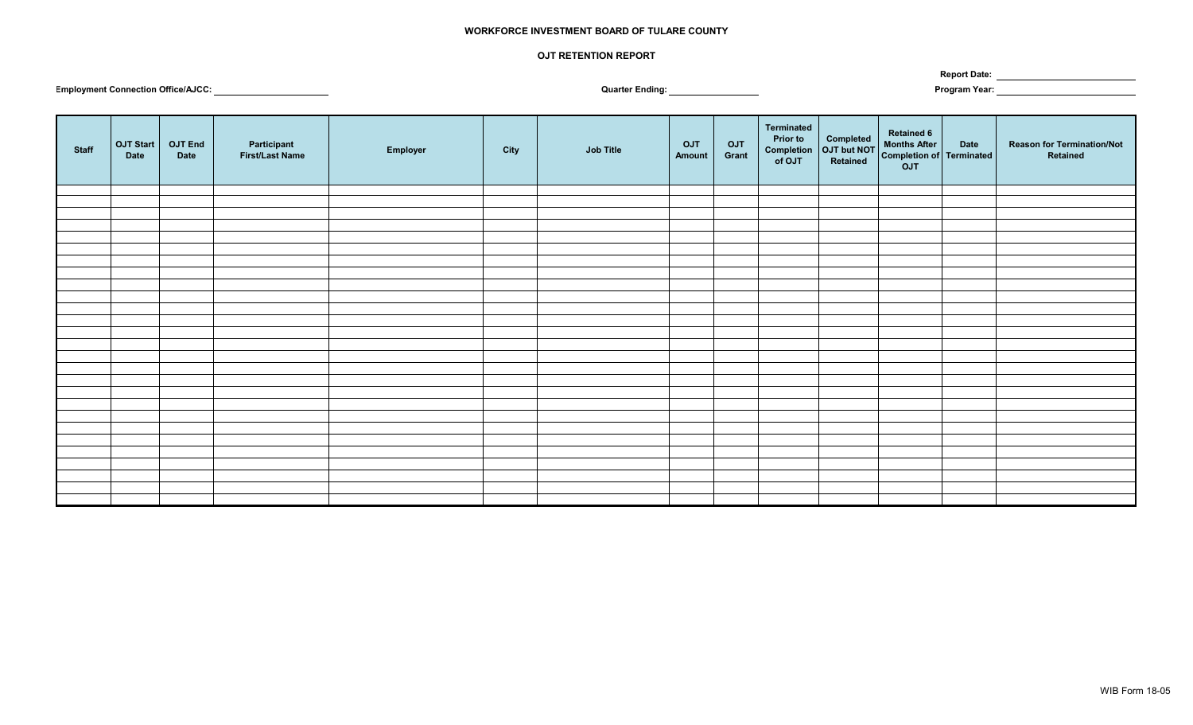**WORKFORCE INVESTMENT BOARD OF TULARE COUNTY**

**OJT RETENTION REPORT**

**Report Date:** ______________________

**Employment Connection Office/AJCC:** ______________________ **Quarter Ending:** ______________________ **Program Year:** ______________________

| Staff | OJT Start Date | OJT End Date | Participant First/Last Name | Employer | City | Job Title | OJT Amount | OJT Grant | Terminated Prior to Completion of OJT | Completed OJT but NOT Retained | Retained 6 Months After Completion of OJT | Date Terminated | Reason for Termination/Not Retained |
|---|---|---|---|---|---|---|---|---|---|---|---|---|---|
| | | | | | | | | | | | | | |
| | | | | | | | | | | | | | |
| | | | | | | | | | | | | | |
| | | | | | | | | | | | | | |
| | | | | | | | | | | | | | |
| | | | | | | | | | | | | | |
| | | | | | | | | | | | | | |
| | | | | | | | | | | | | | |
| | | | | | | | | | | | | | |
| | | | | | | | | | | | | | |
| | | | | | | | | | | | | | |
| | | | | | | | | | | | | | |
| | | | | | | | | | | | | | |
| | | | | | | | | | | | | | |
| | | | | | | | | | | | | | |
| | | | | | | | | | | | | | |
| | | | | | | | | | | | | | |
| | | | | | | | | | | | | | |
| | | | | | | | | | | | | | |
| | | | | | | | | | | | | | |
| | | | | | | | | | | | | | |
| | | | | | | | | | | | | | |
| | | | | | | | | | | | | | |
| | | | | | | | | | | | | | |
| | | | | | | | | | | | | | |
| | | | | | | | | | | | | | |
| | | | | | | | | | | | | | |

WIB Form 18-05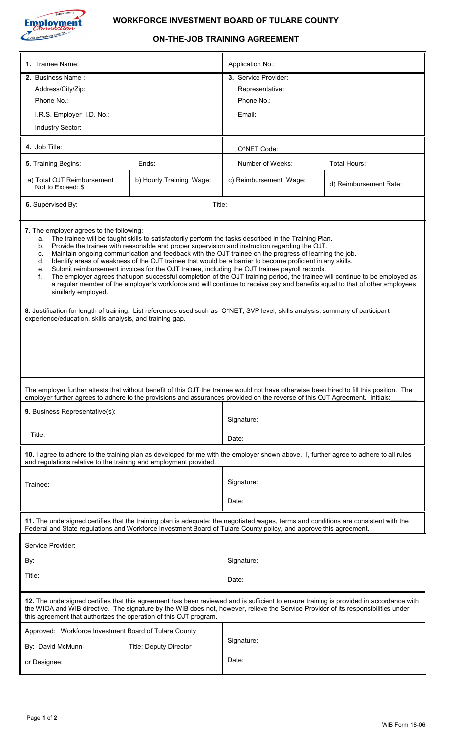# WORKFORCE INVESTMENT BOARD OF TULARE COUNTY

## ON-THE-JOB TRAINING AGREEMENT

| | | | |
|---|---|---|---|
| **1.** Trainee Name: | | Application No.: | |
| **2.** Business Name :<br>Address/City/Zip:<br>Phone No.:<br>I.R.S. Employer I.D. No.:<br>Industry Sector: | | **3.** Service Provider:<br>Representative:<br>Phone No.:<br>Email: | |
| **4.** Job Title: | | O*NET Code: | |
| **5**. Training Begins: | Ends: | Number of Weeks: | Total Hours: |
| a) Total OJT Reimbursement Not to Exceed: $ | b) Hourly Training Wage: | c) Reimbursement Wage: | d) Reimbursement Rate: |
| **6.** Supervised By: | Title: | | |

**7.** The employer agrees to the following:

a. The trainee will be taught skills to satisfactorily perform the tasks described in the Training Plan.
b. Provide the trainee with reasonable and proper supervision and instruction regarding the OJT.
c. Maintain ongoing communication and feedback with the OJT trainee on the progress of learning the job.
d. Identify areas of weakness of the OJT trainee that would be a barrier to become proficient in any skills.
e. Submit reimbursement invoices for the OJT trainee, including the OJT trainee payroll records.
f. The employer agrees that upon successful completion of the OJT training period, the trainee will continue to be employed as a regular member of the employer's workforce and will continue to receive pay and benefits equal to that of other employees similarly employed.

**8.** Justification for length of training. List references used such as O*NET, SVP level, skills analysis, summary of participant experience/education, skills analysis, and training gap.

The employer further attests that without benefit of this OJT the trainee would not have otherwise been hired to fill this position. The employer further agrees to adhere to the provisions and assurances provided on the reverse of this OJT Agreement. Initials:______

| | |
|---|---|
| **9**. Business Representative(s): | Signature: |
| Title: | Date: |

**10.** I agree to adhere to the training plan as developed for me with the employer shown above. I, further agree to adhere to all rules and regulations relative to the training and employment provided.

| | |
|---|---|
| Trainee: | Signature: |
| | Date: |

**11.** The undersigned certifies that the training plan is adequate; the negotiated wages, terms and conditions are consistent with the Federal and State regulations and Workforce Investment Board of Tulare County policy, and approve this agreement.

| | |
|---|---|
| Service Provider: | |
| By: | Signature: |
| Title: | Date: |

**12.** The undersigned certifies that this agreement has been reviewed and is sufficient to ensure training is provided in accordance with the WIOA and WIB directive. The signature by the WIB does not, however, relieve the Service Provider of its responsibilities under this agreement that authorizes the operation of this OJT program.

| | |
|---|---|
| Approved: Workforce Investment Board of Tulare County | |
| By: David McMunn Title: Deputy Director | Signature: |
| or Designee: | Date: |

WIB Form 18-06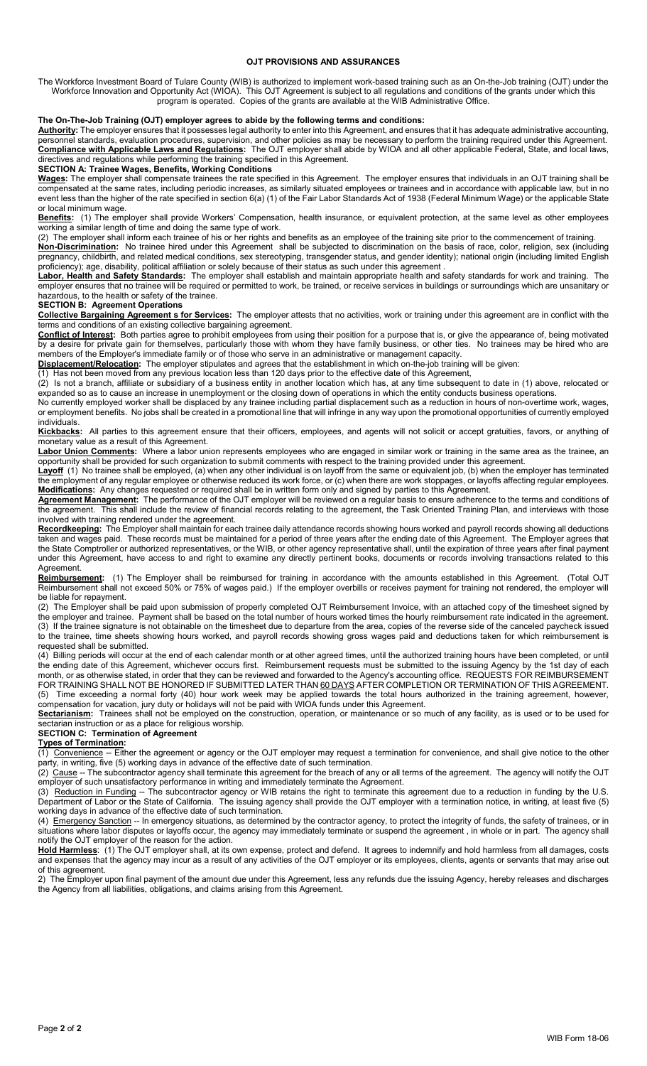# OJT PROVISIONS AND ASSURANCES

The Workforce Investment Board of Tulare County (WIB) is authorized to implement work-based training such as an On-the-Job training (OJT) under the Workforce Innovation and Opportunity Act (WIOA). This OJT Agreement is subject to all regulations and conditions of the grants under which this program is operated. Copies of the grants are available at the WIB Administrative Office.

**The On-The-Job Training (OJT) employer agrees to abide by the following terms and conditions:**

**Authority:** The employer ensures that it possesses legal authority to enter into this Agreement, and ensures that it has adequate administrative accounting, personnel standards, evaluation procedures, supervision, and other policies as may be necessary to perform the training required under this Agreement.

**Compliance with Applicable Laws and Regulations:** The OJT employer shall abide by WIOA and all other applicable Federal, State, and local laws, directives and regulations while performing the training specified in this Agreement.

**SECTION A: Trainee Wages, Benefits, Working Conditions**

**Wages:** The employer shall compensate trainees the rate specified in this Agreement. The employer ensures that individuals in an OJT training shall be compensated at the same rates, including periodic increases, as similarly situated employees or trainees and in accordance with applicable law, but in no event less than the higher of the rate specified in section 6(a) (1) of the Fair Labor Standards Act of 1938 (Federal Minimum Wage) or the applicable State or local minimum wage.

**Benefits:** (1) The employer shall provide Workers' Compensation, health insurance, or equivalent protection, at the same level as other employees working a similar length of time and doing the same type of work.

(2) The employer shall inform each trainee of his or her rights and benefits as an employee of the training site prior to the commencement of training.

**Non-Discrimination:** No trainee hired under this Agreement shall be subjected to discrimination on the basis of race, color, religion, sex (including pregnancy, childbirth, and related medical conditions, sex stereotyping, transgender status, and gender identity); national origin (including limited English proficiency); age, disability, political affiliation or solely because of their status as such under this agreement .

**Labor, Health and Safety Standards:** The employer shall establish and maintain appropriate health and safety standards for work and training. The employer ensures that no trainee will be required or permitted to work, be trained, or receive services in buildings or surroundings which are unsanitary or hazardous, to the health or safety of the trainee.

**SECTION B: Agreement Operations**

**Collective Bargaining Agreement s for Services:** The employer attests that no activities, work or training under this agreement are in conflict with the terms and conditions of an existing collective bargaining agreement.

**Conflict of Interest:** Both parties agree to prohibit employees from using their position for a purpose that is, or give the appearance of, being motivated by a desire for private gain for themselves, particularly those with whom they have family business, or other ties. No trainees may be hired who are members of the Employer's immediate family or of those who serve in an administrative or management capacity.

**Displacement/Relocation:** The employer stipulates and agrees that the establishment in which on-the-job training will be given:

(1) Has not been moved from any previous location less than 120 days prior to the effective date of this Agreement,

(2) Is not a branch, affiliate or subsidiary of a business entity in another location which has, at any time subsequent to date in (1) above, relocated or expanded so as to cause an increase in unemployment or the closing down of operations in which the entity conducts business operations.

No currently employed worker shall be displaced by any trainee including partial displacement such as a reduction in hours of non-overtime work, wages, or employment benefits. No jobs shall be created in a promotional line that will infringe in any way upon the promotional opportunities of currently employed individuals.

**Kickbacks:** All parties to this agreement ensure that their officers, employees, and agents will not solicit or accept gratuities, favors, or anything of monetary value as a result of this Agreement.

**Labor Union Comments:** Where a labor union represents employees who are engaged in similar work or training in the same area as the trainee, an opportunity shall be provided for such organization to submit comments with respect to the training provided under this agreement.

**Layoff** (1) No trainee shall be employed, (a) when any other individual is on layoff from the same or equivalent job, (b) when the employer has terminated the employment of any regular employee or otherwise reduced its work force, or (c) when there are work stoppages, or layoffs affecting regular employees.

**Modifications:** Any changes requested or required shall be in written form only and signed by parties to this Agreement.

**Agreement Management:** The performance of the OJT employer will be reviewed on a regular basis to ensure adherence to the terms and conditions of the agreement. This shall include the review of financial records relating to the agreement, the Task Oriented Training Plan, and interviews with those involved with training rendered under the agreement.

**Recordkeeping:** The Employer shall maintain for each trainee daily attendance records showing hours worked and payroll records showing all deductions taken and wages paid. These records must be maintained for a period of three years after the ending date of this Agreement. The Employer agrees that the State Comptroller or authorized representatives, or the WIB, or other agency representative shall, until the expiration of three years after final payment under this Agreement, have access to and right to examine any directly pertinent books, documents or records involving transactions related to this Agreement.

**Reimbursement:** (1) The Employer shall be reimbursed for training in accordance with the amounts established in this Agreement. (Total OJT Reimbursement shall not exceed 50% or 75% of wages paid.) If the employer overbills or receives payment for training not rendered, the employer will be liable for repayment.

(2) The Employer shall be paid upon submission of properly completed OJT Reimbursement Invoice, with an attached copy of the timesheet signed by the employer and trainee. Payment shall be based on the total number of hours worked times the hourly reimbursement rate indicated in the agreement.

(3) If the trainee signature is not obtainable on the timesheet due to departure from the area, copies of the reverse side of the canceled paycheck issued to the trainee, time sheets showing hours worked, and payroll records showing gross wages paid and deductions taken for which reimbursement is requested shall be submitted.

(4) Billing periods will occur at the end of each calendar month or at other agreed times, until the authorized training hours have been completed, or until the ending date of this Agreement, whichever occurs first. Reimbursement requests must be submitted to the issuing Agency by the 1st day of each month, or as otherwise stated, in order that they can be reviewed and forwarded to the Agency's accounting office. REQUESTS FOR REIMBURSEMENT FOR TRAINING SHALL NOT BE HONORED IF SUBMITTED LATER THAN 60 DAYS AFTER COMPLETION OR TERMINATION OF THIS AGREEMENT.

(5) Time exceeding a normal forty (40) hour work week may be applied towards the total hours authorized in the training agreement, however, compensation for vacation, jury duty or holidays will not be paid with WIOA funds under this Agreement.

**Sectarianism:** Trainees shall not be employed on the construction, operation, or maintenance or so much of any facility, as is used or to be used for sectarian instruction or as a place for religious worship.

**SECTION C: Termination of Agreement**

**Types of Termination:**

(1) Convenience -- Either the agreement or agency or the OJT employer may request a termination for convenience, and shall give notice to the other party, in writing, five (5) working days in advance of the effective date of such termination.

(2) Cause -- The subcontractor agency shall terminate this agreement for the breach of any or all terms of the agreement. The agency will notify the OJT employer of such unsatisfactory performance in writing and immediately terminate the Agreement.

(3) Reduction in Funding -- The subcontractor agency or WIB retains the right to terminate this agreement due to a reduction in funding by the U.S. Department of Labor or the State of California. The issuing agency shall provide the OJT employer with a termination notice, in writing, at least five (5) working days in advance of the effective date of such termination.

(4) Emergency Sanction -- In emergency situations, as determined by the contractor agency, to protect the integrity of funds, the safety of trainees, or in situations where labor disputes or layoffs occur, the agency may immediately terminate or suspend the agreement , in whole or in part. The agency shall notify the OJT employer of the reason for the action.

**Hold Harmless**: (1) The OJT employer shall, at its own expense, protect and defend. It agrees to indemnify and hold harmless from all damages, costs and expenses that the agency may incur as a result of any activities of the OJT employer or its employees, clients, agents or servants that may arise out of this agreement.

2) The Employer upon final payment of the amount due under this Agreement, less any refunds due the issuing Agency, hereby releases and discharges the Agency from all liabilities, obligations, and claims arising from this Agreement.

WIB Form 18-06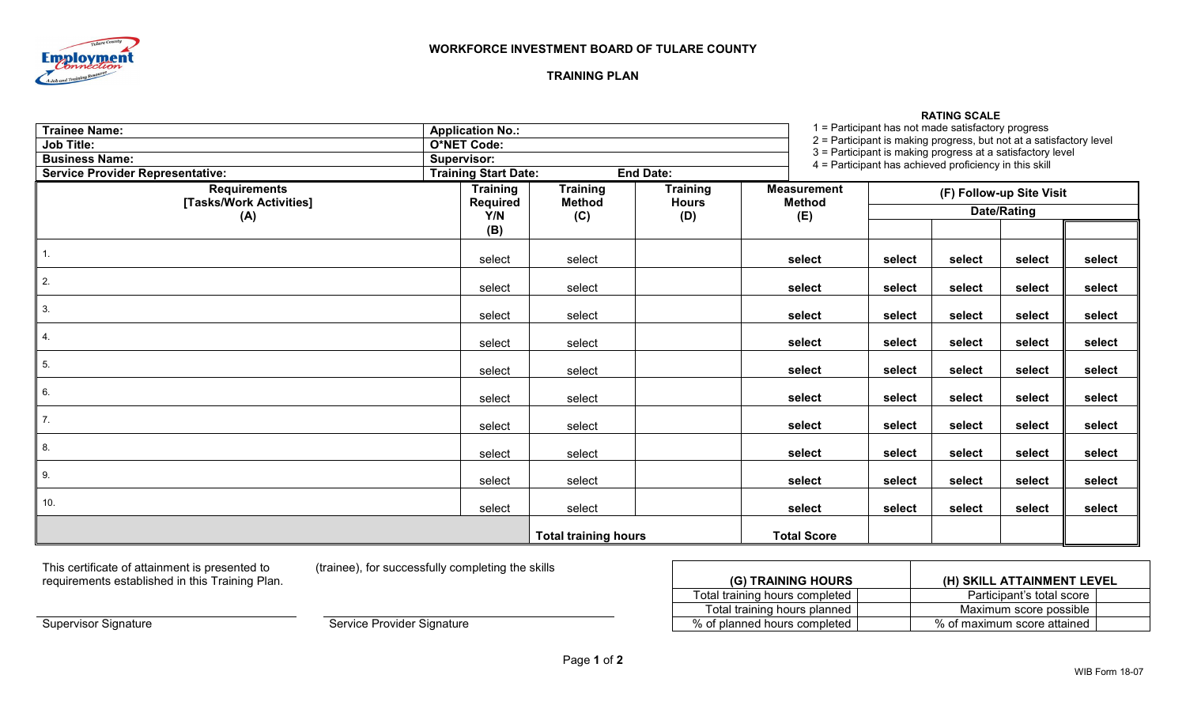**WORKFORCE INVESTMENT BOARD OF TULARE COUNTY**

**TRAINING PLAN**

| | |
|---|---|
| **Trainee Name:** | **Application No.:** |
| **Job Title:** | **O*NET Code:** |
| **Business Name:** | **Supervisor:** |
| **Service Provider Representative:** | **Training Start Date:** **End Date:** |

**RATING SCALE**

1 = Participant has not made satisfactory progress
2 = Participant is making progress, but not at a satisfactory level
3 = Participant is making progress at a satisfactory level
4 = Participant has achieved proficiency in this skill

| Requirements [Tasks/Work Activities] (A) | Training Required Y/N (B) | Training Method (C) | Training Hours (D) | Measurement Method (E) | (F) Follow-up Site Visit Date/Rating | | | |
|---|---|---|---|---|---|---|---|---|
| | | | | | | | | |
| 1. | select | select | | select | select | select | select | select |
| 2. | select | select | | select | select | select | select | select |
| 3. | select | select | | select | select | select | select | select |
| 4. | select | select | | select | select | select | select | select |
| 5. | select | select | | select | select | select | select | select |
| 6. | select | select | | select | select | select | select | select |
| 7. | select | select | | select | select | select | select | select |
| 8. | select | select | | select | select | select | select | select |
| 9. | select | select | | select | select | select | select | select |
| 10. | select | select | | select | select | select | select | select |
| | | **Total training hours** | | **Total Score** | | | | |

This certificate of attainment is presented to (trainee), for successfully completing the skills requirements established in this Training Plan.

Supervisor Signature

Service Provider Signature

| **(G) TRAINING HOURS** | | **(H) SKILL ATTAINMENT LEVEL** | |
|---|---|---|---|
| Total training hours completed | | Participant's total score | |
| Total training hours planned | | Maximum score possible | |
| % of planned hours completed | | % of maximum score attained | |

WIB Form 18-07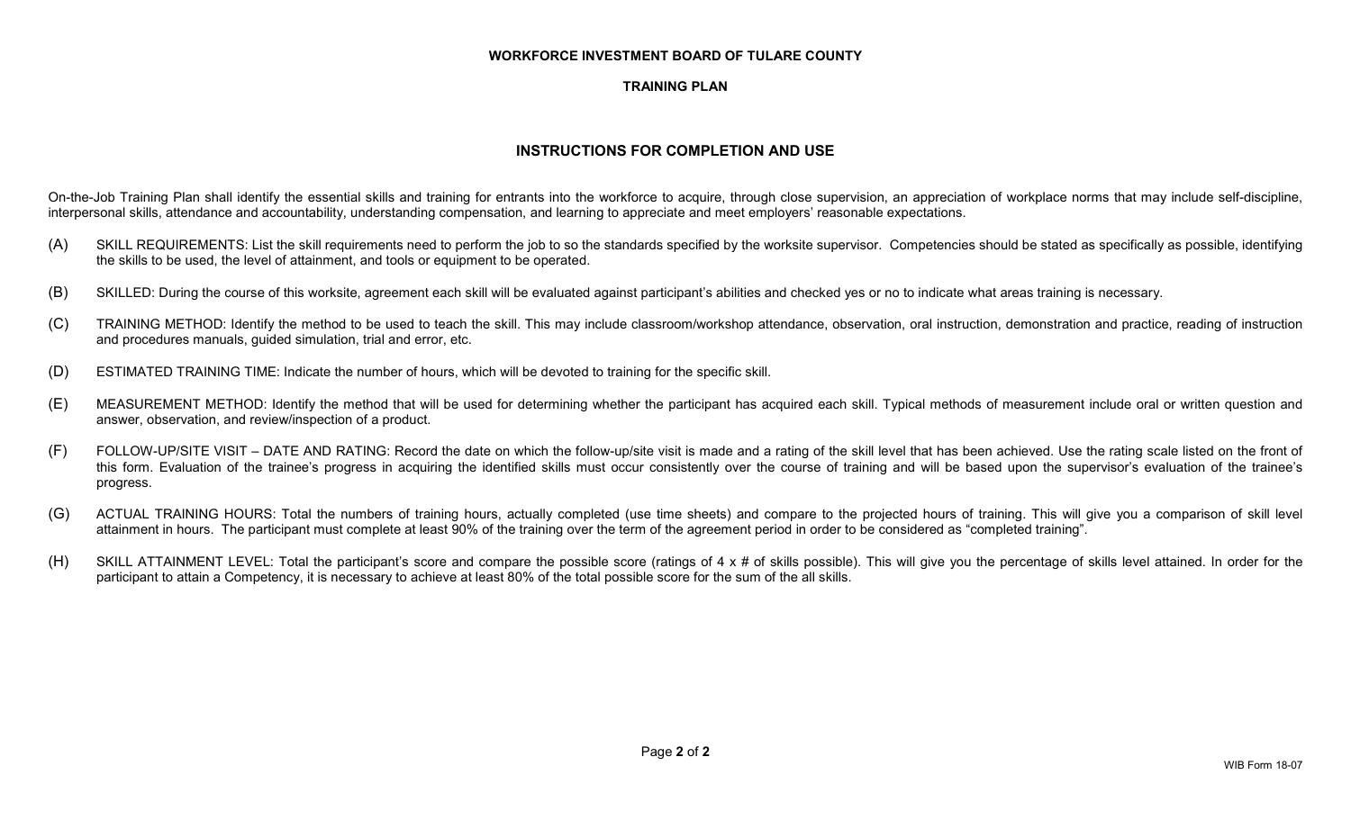**WORKFORCE INVESTMENT BOARD OF TULARE COUNTY**

**TRAINING PLAN**

## INSTRUCTIONS FOR COMPLETION AND USE

On-the-Job Training Plan shall identify the essential skills and training for entrants into the workforce to acquire, through close supervision, an appreciation of workplace norms that may include self-discipline, interpersonal skills, attendance and accountability, understanding compensation, and learning to appreciate and meet employers' reasonable expectations.

(A) SKILL REQUIREMENTS: List the skill requirements need to perform the job to so the standards specified by the worksite supervisor. Competencies should be stated as specifically as possible, identifying the skills to be used, the level of attainment, and tools or equipment to be operated.

(B) SKILLED: During the course of this worksite, agreement each skill will be evaluated against participant's abilities and checked yes or no to indicate what areas training is necessary.

(C) TRAINING METHOD: Identify the method to be used to teach the skill. This may include classroom/workshop attendance, observation, oral instruction, demonstration and practice, reading of instruction and procedures manuals, guided simulation, trial and error, etc.

(D) ESTIMATED TRAINING TIME: Indicate the number of hours, which will be devoted to training for the specific skill.

(E) MEASUREMENT METHOD: Identify the method that will be used for determining whether the participant has acquired each skill. Typical methods of measurement include oral or written question and answer, observation, and review/inspection of a product.

(F) FOLLOW-UP/SITE VISIT – DATE AND RATING: Record the date on which the follow-up/site visit is made and a rating of the skill level that has been achieved. Use the rating scale listed on the front of this form. Evaluation of the trainee's progress in acquiring the identified skills must occur consistently over the course of training and will be based upon the supervisor's evaluation of the trainee's progress.

(G) ACTUAL TRAINING HOURS: Total the numbers of training hours, actually completed (use time sheets) and compare to the projected hours of training. This will give you a comparison of skill level attainment in hours. The participant must complete at least 90% of the training over the term of the agreement period in order to be considered as "completed training".

(H) SKILL ATTAINMENT LEVEL: Total the participant's score and compare the possible score (ratings of 4 x # of skills possible). This will give you the percentage of skills level attained. In order for the participant to attain a Competency, it is necessary to achieve at least 80% of the total possible score for the sum of the all skills.

WIB Form 18-07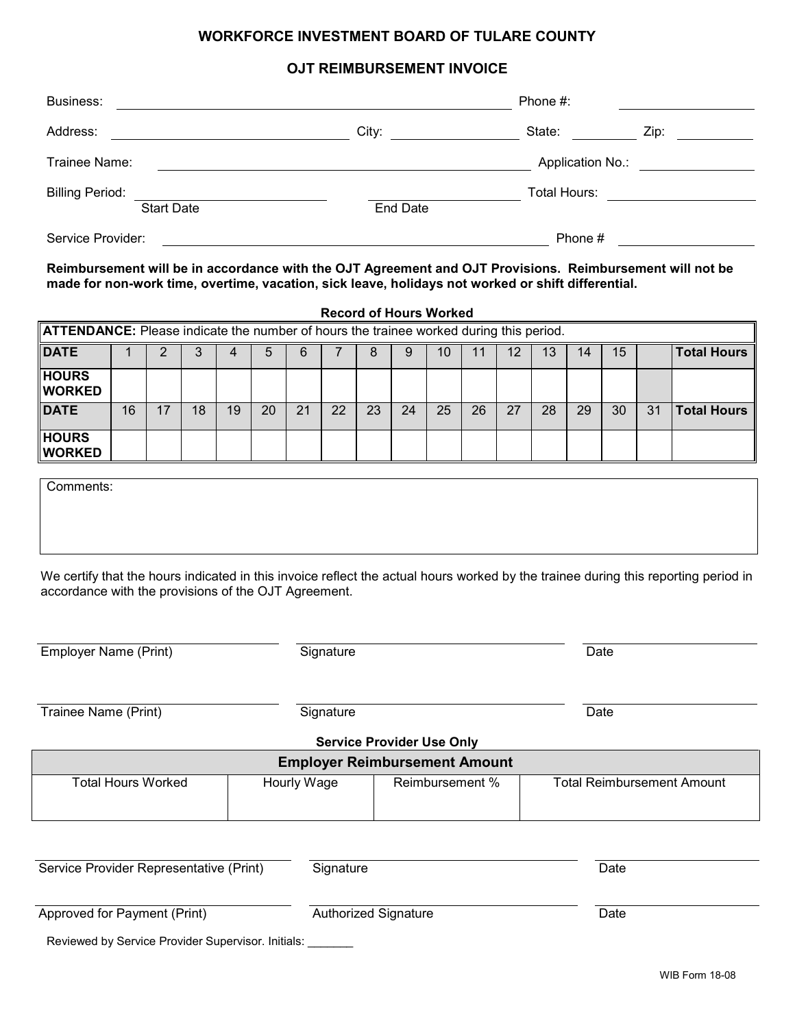# WORKFORCE INVESTMENT BOARD OF TULARE COUNTY

## OJT REIMBURSEMENT INVOICE

Business: ______________________________ Phone #: ______________

Address: ______________________ City: ______________ State: ________ Zip: ________

Trainee Name: ______________________________ Application No.: ______________

Billing Period: ______________________ ______________________ Total Hours: ______________
Start Date End Date

Service Provider: ______________________________ Phone # ______________

**Reimbursement will be in accordance with the OJT Agreement and OJT Provisions. Reimbursement will not be made for non-work time, overtime, vacation, sick leave, holidays not worked or shift differential.**

**Record of Hours Worked**

**ATTENDANCE:** Please indicate the number of hours the trainee worked during this period.

| **DATE** | 1 | 2 | 3 | 4 | 5 | 6 | 7 | 8 | 9 | 10 | 11 | 12 | 13 | 14 | 15 | | **Total Hours** |
|---|---|---|---|---|---|---|---|---|---|---|---|---|---|---|---|---|---|
| **HOURS WORKED** | | | | | | | | | | | | | | | | | |
| **DATE** | 16 | 17 | 18 | 19 | 20 | 21 | 22 | 23 | 24 | 25 | 26 | 27 | 28 | 29 | 30 | 31 | **Total Hours** |
| **HOURS WORKED** | | | | | | | | | | | | | | | | | |

Comments:

We certify that the hours indicated in this invoice reflect the actual hours worked by the trainee during this reporting period in accordance with the provisions of the OJT Agreement.

______________________ ______________________ ______________
Employer Name (Print) Signature Date

______________________ ______________________ ______________
Trainee Name (Print) Signature Date

**Service Provider Use Only**

| **Employer Reimbursement Amount** | | | |
|---|---|---|---|
| Total Hours Worked | Hourly Wage | Reimbursement % | Total Reimbursement Amount |
| | | | |

______________________ ______________________ ______________
Service Provider Representative (Print) Signature Date

______________________ ______________________ ______________
Approved for Payment (Print) Authorized Signature Date

Reviewed by Service Provider Supervisor. Initials: _______

WIB Form 18-08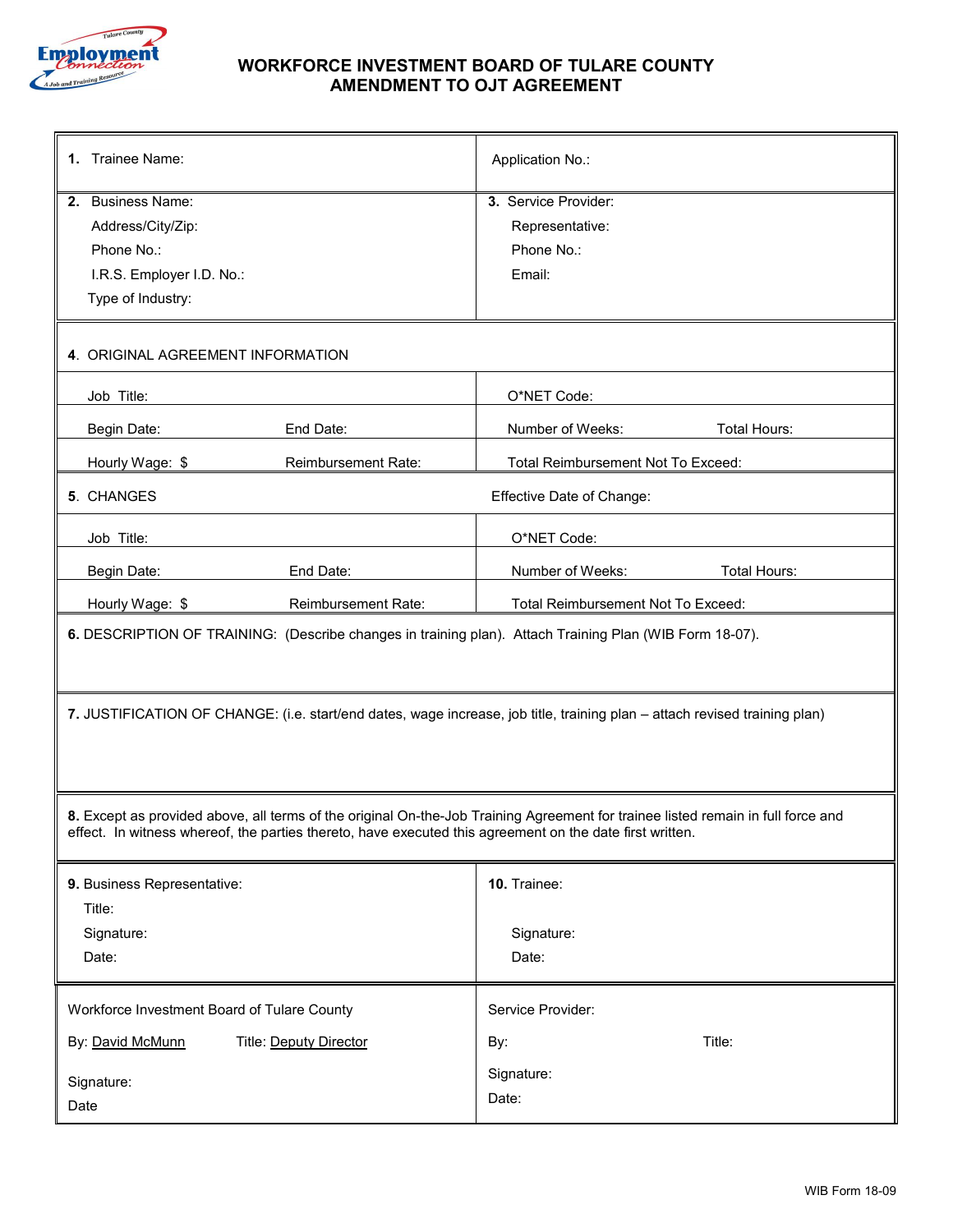# WORKFORCE INVESTMENT BOARD OF TULARE COUNTY
## AMENDMENT TO OJT AGREEMENT

| | |
|---|---|
| **1.** Trainee Name: | Application No.: |
| **2.** Business Name:<br>Address/City/Zip:<br>Phone No.:<br>I.R.S. Employer I.D. No.:<br>Type of Industry: | **3.** Service Provider:<br>Representative:<br>Phone No.:<br>Email: |

**4.** ORIGINAL AGREEMENT INFORMATION

| | |
|---|---|
| Job Title: | O*NET Code: |
| Begin Date: End Date: | Number of Weeks: Total Hours: |
| Hourly Wage: $ Reimbursement Rate: | Total Reimbursement Not To Exceed: |

| | |
|---|---|
| **5.** CHANGES | Effective Date of Change: |
| Job Title: | O*NET Code: |
| Begin Date: End Date: | Number of Weeks: Total Hours: |
| Hourly Wage: $ Reimbursement Rate: | Total Reimbursement Not To Exceed: |

**6.** DESCRIPTION OF TRAINING: (Describe changes in training plan). Attach Training Plan (WIB Form 18-07).

**7.** JUSTIFICATION OF CHANGE: (i.e. start/end dates, wage increase, job title, training plan – attach revised training plan)

**8.** Except as provided above, all terms of the original On-the-Job Training Agreement for trainee listed remain in full force and effect. In witness whereof, the parties thereto, have executed this agreement on the date first written.

| | |
|---|---|
| **9.** Business Representative:<br>Title:<br>Signature:<br>Date: | **10.** Trainee:<br><br>Signature:<br>Date: |
| Workforce Investment Board of Tulare County<br>By: David McMunn Title: Deputy Director<br><br>Signature:<br>Date | Service Provider:<br>By: Title:<br><br>Signature:<br>Date: |

WIB Form 18-09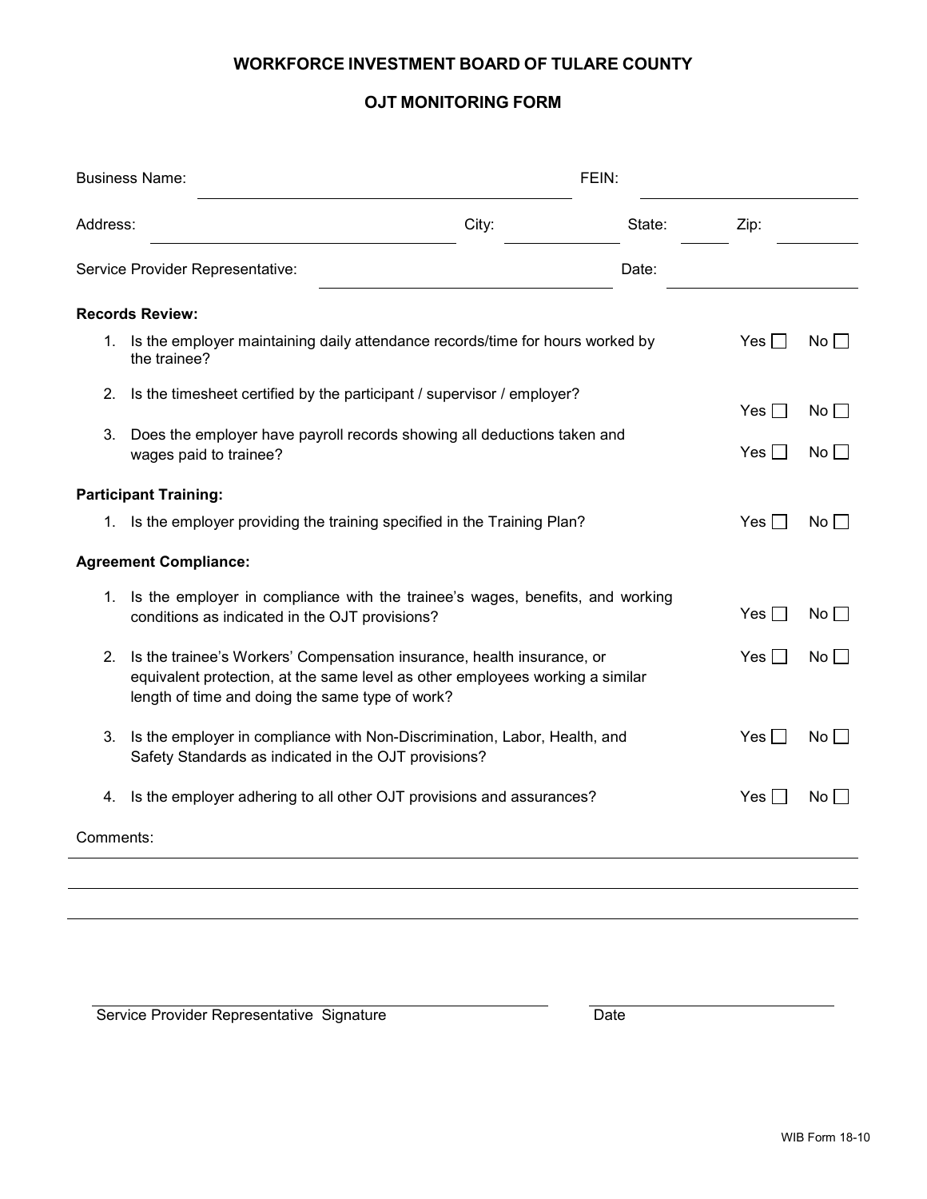# WORKFORCE INVESTMENT BOARD OF TULARE COUNTY

## OJT MONITORING FORM

Business Name: ______________________________ FEIN: ______________

Address: ______________________ City: __________ State: ____ Zip: ______

Service Provider Representative: ______________________ Date: ______________

**Records Review:**

1. Is the employer maintaining daily attendance records/time for hours worked by the trainee? Yes ☐ No ☐
2. Is the timesheet certified by the participant / supervisor / employer? Yes ☐ No ☐
3. Does the employer have payroll records showing all deductions taken and wages paid to trainee? Yes ☐ No ☐

**Participant Training:**

1. Is the employer providing the training specified in the Training Plan? Yes ☐ No ☐

**Agreement Compliance:**

1. Is the employer in compliance with the trainee's wages, benefits, and working conditions as indicated in the OJT provisions? Yes ☐ No ☐
2. Is the trainee's Workers' Compensation insurance, health insurance, or equivalent protection, at the same level as other employees working a similar length of time and doing the same type of work? Yes ☐ No ☐
3. Is the employer in compliance with Non-Discrimination, Labor, Health, and Safety Standards as indicated in the OJT provisions? Yes ☐ No ☐
4. Is the employer adhering to all other OJT provisions and assurances? Yes ☐ No ☐

Comments:

______________________________________________________________________

______________________________________________________________________

______________________________________________________________________

______________________________________ ______________________

Service Provider Representative Signature Date

WIB Form 18-10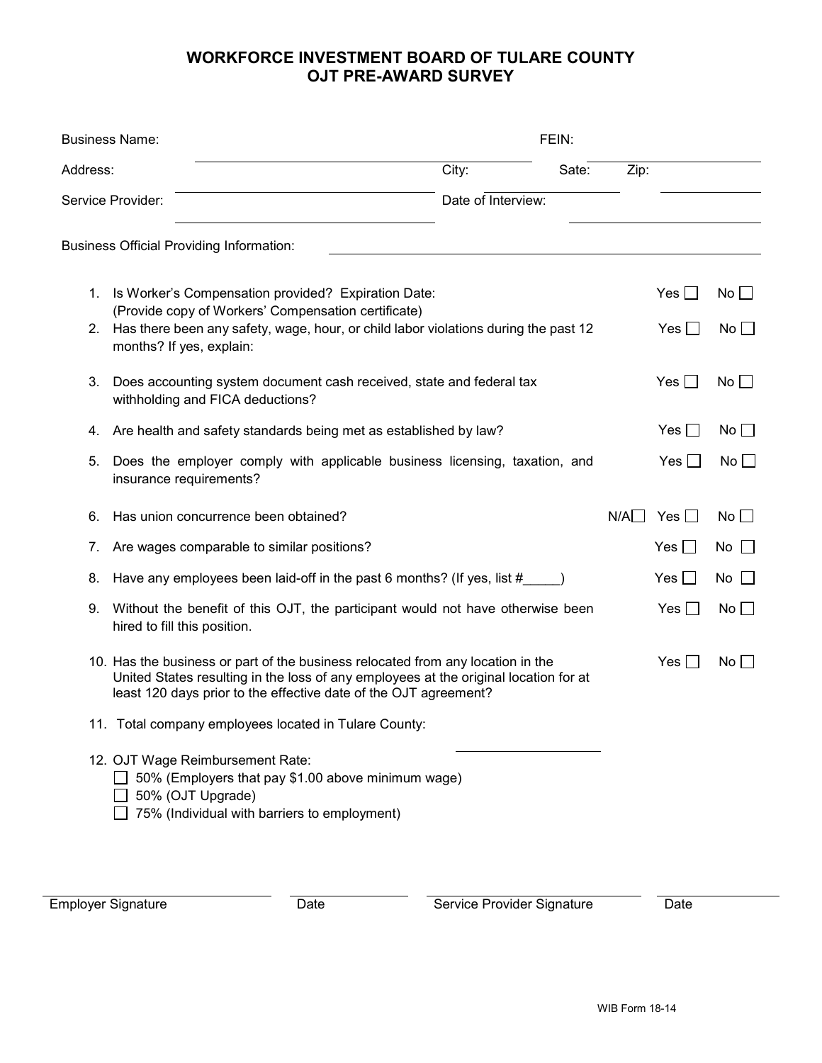# WORKFORCE INVESTMENT BOARD OF TULARE COUNTY
# OJT PRE-AWARD SURVEY

Business Name: ______________________________ FEIN: ______________

Address: ______________________________ City: ______________ Sate: ______ Zip: ______________

Service Provider: ______________________________ Date of Interview: ______________

Business Official Providing Information: ______________________________

1. Is Worker's Compensation provided? Expiration Date: Yes ☐ No ☐
   (Provide copy of Workers' Compensation certificate)
2. Has there been any safety, wage, hour, or child labor violations during the past 12 months? If yes, explain: Yes ☐ No ☐
3. Does accounting system document cash received, state and federal tax withholding and FICA deductions? Yes ☐ No ☐
4. Are health and safety standards being met as established by law? Yes ☐ No ☐
5. Does the employer comply with applicable business licensing, taxation, and insurance requirements? Yes ☐ No ☐
6. Has union concurrence been obtained? N/A ☐ Yes ☐ No ☐
7. Are wages comparable to similar positions? Yes ☐ No ☐
8. Have any employees been laid-off in the past 6 months? (If yes, list #_____) Yes ☐ No ☐
9. Without the benefit of this OJT, the participant would not have otherwise been hired to fill this position. Yes ☐ No ☐
10. Has the business or part of the business relocated from any location in the United States resulting in the loss of any employees at the original location for at least 120 days prior to the effective date of the OJT agreement? Yes ☐ No ☐
11. Total company employees located in Tulare County: ______________
12. OJT Wage Reimbursement Rate:
    - ☐ 50% (Employers that pay $1.00 above minimum wage)
    - ☐ 50% (OJT Upgrade)
    - ☐ 75% (Individual with barriers to employment)

______________________ ______________ ______________________ ______________
Employer Signature Date Service Provider Signature Date

WIB Form 18-14